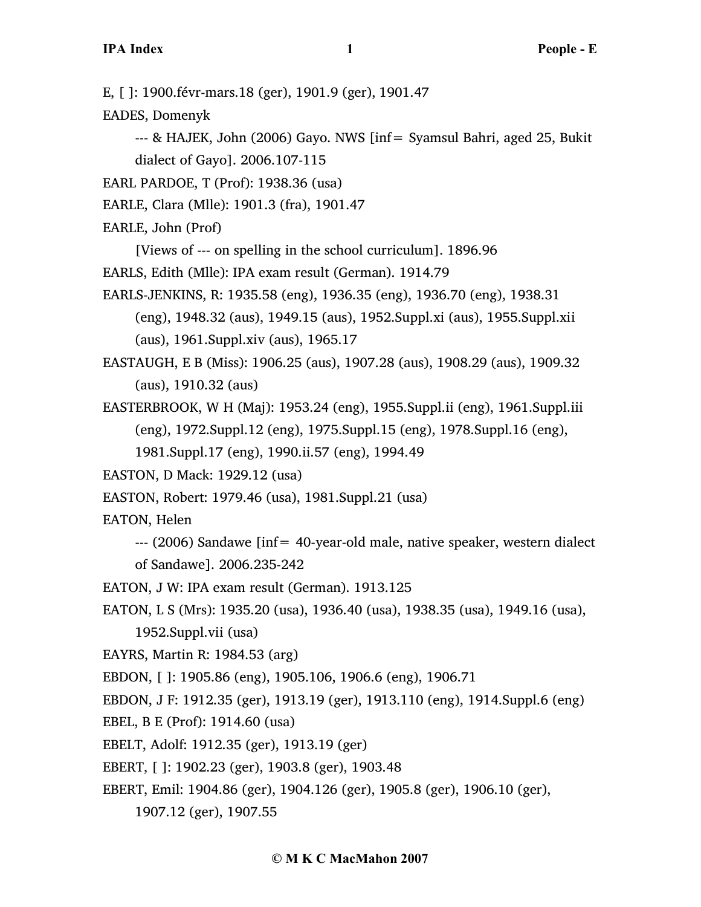E, [ ]: 1900.févr-mars.18 (ger), 1901.9 (ger), 1901.47

EADES, Domenyk

--- & HAJEK, John (2006) Gayo. NWS [inf= Syamsul Bahri, aged 25, Bukit dialect of Gayo]. 2006.107-115

EARL PARDOE, T (Prof): 1938.36 (usa)

EARLE, Clara (Mlle): 1901.3 (fra), 1901.47

EARLE, John (Prof)

[Views of --- on spelling in the school curriculum]. 1896.96

EARLS, Edith (Mlle): IPA exam result (German). 1914.79

EARLS-JENKINS, R: 1935.58 (eng), 1936.35 (eng), 1936.70 (eng), 1938.31 (eng), 1948.32 (aus), 1949.15 (aus), 1952.Suppl.xi (aus), 1955.Suppl.xii (aus), 1961.Suppl.xiv (aus), 1965.17

EASTAUGH, E B (Miss): 1906.25 (aus), 1907.28 (aus), 1908.29 (aus), 1909.32 (aus), 1910.32 (aus)

EASTERBROOK, W H (Maj): 1953.24 (eng), 1955.Suppl.ii (eng), 1961.Suppl.iii (eng), 1972.Suppl.12 (eng), 1975.Suppl.15 (eng), 1978.Suppl.16 (eng), 1981.Suppl.17 (eng), 1990.ii.57 (eng), 1994.49

EASTON, D Mack: 1929.12 (usa)

EASTON, Robert: 1979.46 (usa), 1981.Suppl.21 (usa)

EATON, Helen

--- (2006) Sandawe [inf= 40-year-old male, native speaker, western dialect of Sandawe]. 2006.235-242

EATON, J W: IPA exam result (German). 1913.125

EATON, L S (Mrs): 1935.20 (usa), 1936.40 (usa), 1938.35 (usa), 1949.16 (usa), 1952.Suppl.vii (usa)

EAYRS, Martin R: 1984.53 (arg)

EBDON, [ ]: 1905.86 (eng), 1905.106, 1906.6 (eng), 1906.71

EBDON, J F: 1912.35 (ger), 1913.19 (ger), 1913.110 (eng), 1914.Suppl.6 (eng)

EBEL, B E (Prof): 1914.60 (usa)

EBELT, Adolf: 1912.35 (ger), 1913.19 (ger)

EBERT, [ ]: 1902.23 (ger), 1903.8 (ger), 1903.48

EBERT, Emil: 1904.86 (ger), 1904.126 (ger), 1905.8 (ger), 1906.10 (ger), 1907.12 (ger), 1907.55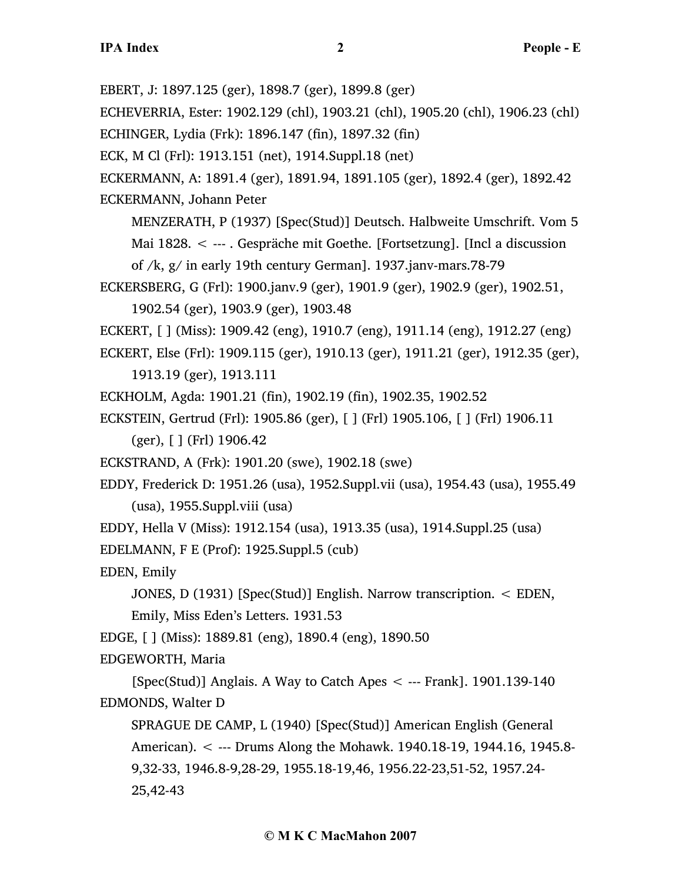EBERT, J: 1897.125 (ger), 1898.7 (ger), 1899.8 (ger)

ECHEVERRIA, Ester: 1902.129 (chl), 1903.21 (chl), 1905.20 (chl), 1906.23 (chl)

ECHINGER, Lydia (Frk): 1896.147 (fin), 1897.32 (fin)

ECK, M Cl (Frl): 1913.151 (net), 1914.Suppl.18 (net)

ECKERMANN, A: 1891.4 (ger), 1891.94, 1891.105 (ger), 1892.4 (ger), 1892.42

ECKERMANN, Johann Peter

    MENZERATH, P (1937) [Spec(Stud)] Deutsch. Halbweite Umschrift. Vom 5 Mai 1828. < --- . Gespräche mit Goethe. [Fortsetzung]. [Incl a discussion of /k, g/ in early 19th century German]. 1937.janv-mars.78-79

ECKERSBERG, G (Frl): 1900.janv.9 (ger), 1901.9 (ger), 1902.9 (ger), 1902.51, 1902.54 (ger), 1903.9 (ger), 1903.48

ECKERT, [ ] (Miss): 1909.42 (eng), 1910.7 (eng), 1911.14 (eng), 1912.27 (eng)

ECKERT, Else (Frl): 1909.115 (ger), 1910.13 (ger), 1911.21 (ger), 1912.35 (ger), 1913.19 (ger), 1913.111

ECKHOLM, Agda: 1901.21 (fin), 1902.19 (fin), 1902.35, 1902.52

ECKSTEIN, Gertrud (Frl): 1905.86 (ger), [ ] (Frl) 1905.106, [ ] (Frl) 1906.11 (ger), [ ] (Frl) 1906.42

ECKSTRAND, A (Frk): 1901.20 (swe), 1902.18 (swe)

EDDY, Frederick D: 1951.26 (usa), 1952.Suppl.vii (usa), 1954.43 (usa), 1955.49 (usa), 1955.Suppl.viii (usa)

EDDY, Hella V (Miss): 1912.154 (usa), 1913.35 (usa), 1914.Suppl.25 (usa)

EDELMANN, F E (Prof): 1925.Suppl.5 (cub)

EDEN, Emily

    JONES, D (1931) [Spec(Stud)] English. Narrow transcription. < EDEN, Emily, Miss Eden's Letters. 1931.53

EDGE, [ ] (Miss): 1889.81 (eng), 1890.4 (eng), 1890.50

EDGEWORTH, Maria

    [Spec(Stud)] Anglais. A Way to Catch Apes < --- Frank]. 1901.139-140

EDMONDS, Walter D

    SPRAGUE DE CAMP, L (1940) [Spec(Stud)] American English (General American). < --- Drums Along the Mohawk. 1940.18-19, 1944.16, 1945.8-9,32-33, 1946.8-9,28-29, 1955.18-19,46, 1956.22-23,51-52, 1957.24-25,42-43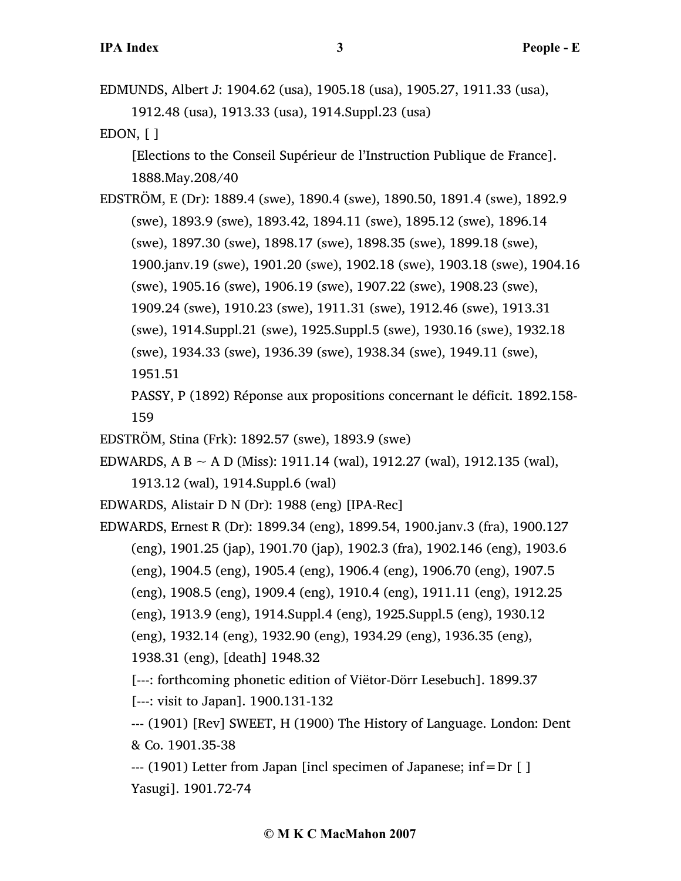EDMUNDS, Albert J: 1904.62 (usa), 1905.18 (usa), 1905.27, 1911.33 (usa), 1912.48 (usa), 1913.33 (usa), 1914.Suppl.23 (usa)

EDON, [ ]

[Elections to the Conseil Supérieur de l'Instruction Publique de France]. 1888.May.208/40

EDSTRÖM, E (Dr): 1889.4 (swe), 1890.4 (swe), 1890.50, 1891.4 (swe), 1892.9 (swe), 1893.9 (swe), 1893.42, 1894.11 (swe), 1895.12 (swe), 1896.14 (swe), 1897.30 (swe), 1898.17 (swe), 1898.35 (swe), 1899.18 (swe), 1900.janv.19 (swe), 1901.20 (swe), 1902.18 (swe), 1903.18 (swe), 1904.16 (swe), 1905.16 (swe), 1906.19 (swe), 1907.22 (swe), 1908.23 (swe), 1909.24 (swe), 1910.23 (swe), 1911.31 (swe), 1912.46 (swe), 1913.31 (swe), 1914.Suppl.21 (swe), 1925.Suppl.5 (swe), 1930.16 (swe), 1932.18 (swe), 1934.33 (swe), 1936.39 (swe), 1938.34 (swe), 1949.11 (swe), 1951.51

PASSY, P (1892) Réponse aux propositions concernant le déficit. 1892.158-159

EDSTRÖM, Stina (Frk): 1892.57 (swe), 1893.9 (swe)

EDWARDS, A B ~ A D (Miss): 1911.14 (wal), 1912.27 (wal), 1912.135 (wal), 1913.12 (wal), 1914.Suppl.6 (wal)

EDWARDS, Alistair D N (Dr): 1988 (eng) [IPA-Rec]

EDWARDS, Ernest R (Dr): 1899.34 (eng), 1899.54, 1900.janv.3 (fra), 1900.127 (eng), 1901.25 (jap), 1901.70 (jap), 1902.3 (fra), 1902.146 (eng), 1903.6 (eng), 1904.5 (eng), 1905.4 (eng), 1906.4 (eng), 1906.70 (eng), 1907.5 (eng), 1908.5 (eng), 1909.4 (eng), 1910.4 (eng), 1911.11 (eng), 1912.25 (eng), 1913.9 (eng), 1914.Suppl.4 (eng), 1925.Suppl.5 (eng), 1930.12 (eng), 1932.14 (eng), 1932.90 (eng), 1934.29 (eng), 1936.35 (eng), 1938.31 (eng), [death] 1948.32

[---: forthcoming phonetic edition of Viëtor-Dörr Lesebuch]. 1899.37

[---: visit to Japan]. 1900.131-132

--- (1901) [Rev] SWEET, H (1900) The History of Language. London: Dent & Co. 1901.35-38

--- (1901) Letter from Japan [incl specimen of Japanese; inf=Dr [ ] Yasugi]. 1901.72-74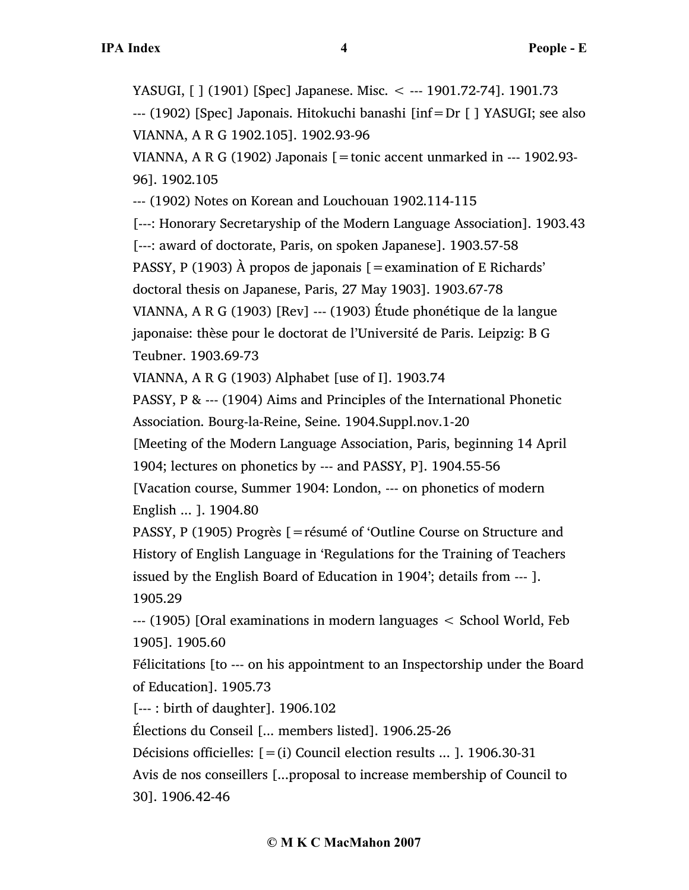YASUGI, [ ] (1901) [Spec] Japanese. Misc. < --- 1901.72-74]. 1901.73

--- (1902) [Spec] Japonais. Hitokuchi banashi [inf=Dr [ ] YASUGI; see also VIANNA, A R G 1902.105]. 1902.93-96

VIANNA, A R G (1902) Japonais [=tonic accent unmarked in --- 1902.93-96]. 1902.105

--- (1902) Notes on Korean and Louchouan 1902.114-115

[---: Honorary Secretaryship of the Modern Language Association]. 1903.43

[---: award of doctorate, Paris, on spoken Japanese]. 1903.57-58

PASSY, P (1903) À propos de japonais [=examination of E Richards' doctoral thesis on Japanese, Paris, 27 May 1903]. 1903.67-78

VIANNA, A R G (1903) [Rev] --- (1903) Étude phonétique de la langue japonaise: thèse pour le doctorat de l'Université de Paris. Leipzig: B G Teubner. 1903.69-73

VIANNA, A R G (1903) Alphabet [use of I]. 1903.74

PASSY, P & --- (1904) Aims and Principles of the International Phonetic Association. Bourg-la-Reine, Seine. 1904.Suppl.nov.1-20

[Meeting of the Modern Language Association, Paris, beginning 14 April 1904; lectures on phonetics by --- and PASSY, P]. 1904.55-56

[Vacation course, Summer 1904: London, --- on phonetics of modern English ... ]. 1904.80

PASSY, P (1905) Progrès [=résumé of 'Outline Course on Structure and History of English Language in 'Regulations for the Training of Teachers issued by the English Board of Education in 1904'; details from --- ]. 1905.29

--- (1905) [Oral examinations in modern languages < School World, Feb 1905]. 1905.60

Félicitations [to --- on his appointment to an Inspectorship under the Board of Education]. 1905.73

[--- : birth of daughter]. 1906.102

Élections du Conseil [... members listed]. 1906.25-26

Décisions officielles: [=(i) Council election results ... ]. 1906.30-31

Avis de nos conseillers [...proposal to increase membership of Council to 30]. 1906.42-46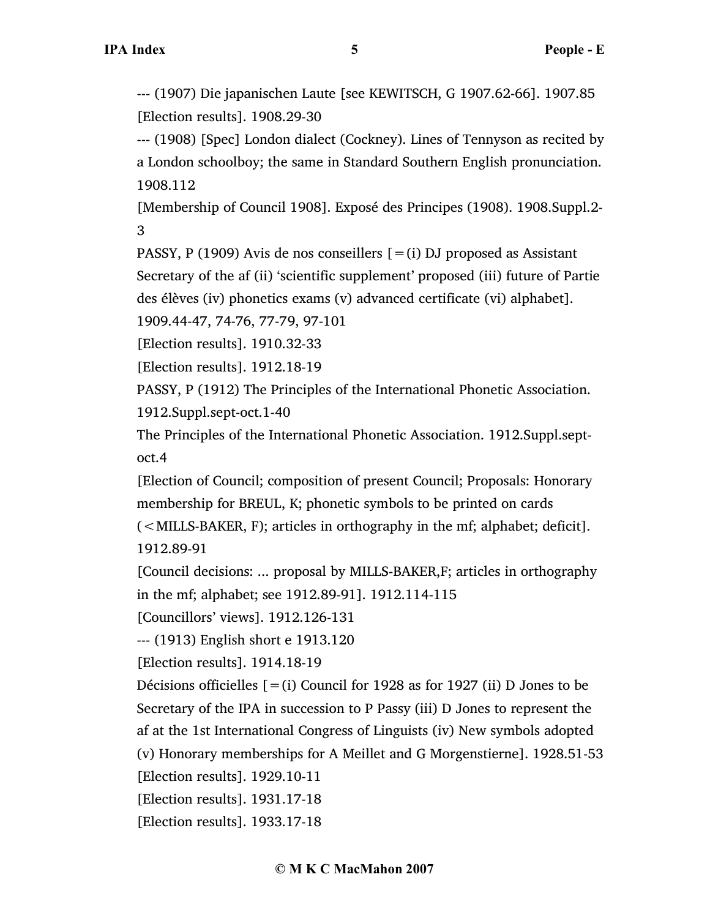--- (1907) Die japanischen Laute [see KEWITSCH, G 1907.62-66]. 1907.85

[Election results]. 1908.29-30

--- (1908) [Spec] London dialect (Cockney). Lines of Tennyson as recited by a London schoolboy; the same in Standard Southern English pronunciation. 1908.112

[Membership of Council 1908]. Exposé des Principes (1908). 1908.Suppl.2-3

PASSY, P (1909) Avis de nos conseillers [=(i) DJ proposed as Assistant Secretary of the af (ii) 'scientific supplement' proposed (iii) future of Partie des élèves (iv) phonetics exams (v) advanced certificate (vi) alphabet]. 1909.44-47, 74-76, 77-79, 97-101

[Election results]. 1910.32-33

[Election results]. 1912.18-19

PASSY, P (1912) The Principles of the International Phonetic Association. 1912.Suppl.sept-oct.1-40

The Principles of the International Phonetic Association. 1912.Suppl.sept-oct.4

[Election of Council; composition of present Council; Proposals: Honorary membership for BREUL, K; phonetic symbols to be printed on cards (<MILLS-BAKER, F); articles in orthography in the mf; alphabet; deficit]. 1912.89-91

[Council decisions: ... proposal by MILLS-BAKER,F; articles in orthography in the mf; alphabet; see 1912.89-91]. 1912.114-115

[Councillors' views]. 1912.126-131

--- (1913) English short e 1913.120

[Election results]. 1914.18-19

Décisions officielles [=(i) Council for 1928 as for 1927 (ii) D Jones to be Secretary of the IPA in succession to P Passy (iii) D Jones to represent the af at the 1st International Congress of Linguists (iv) New symbols adopted (v) Honorary memberships for A Meillet and G Morgenstierne]. 1928.51-53

[Election results]. 1929.10-11

[Election results]. 1931.17-18

[Election results]. 1933.17-18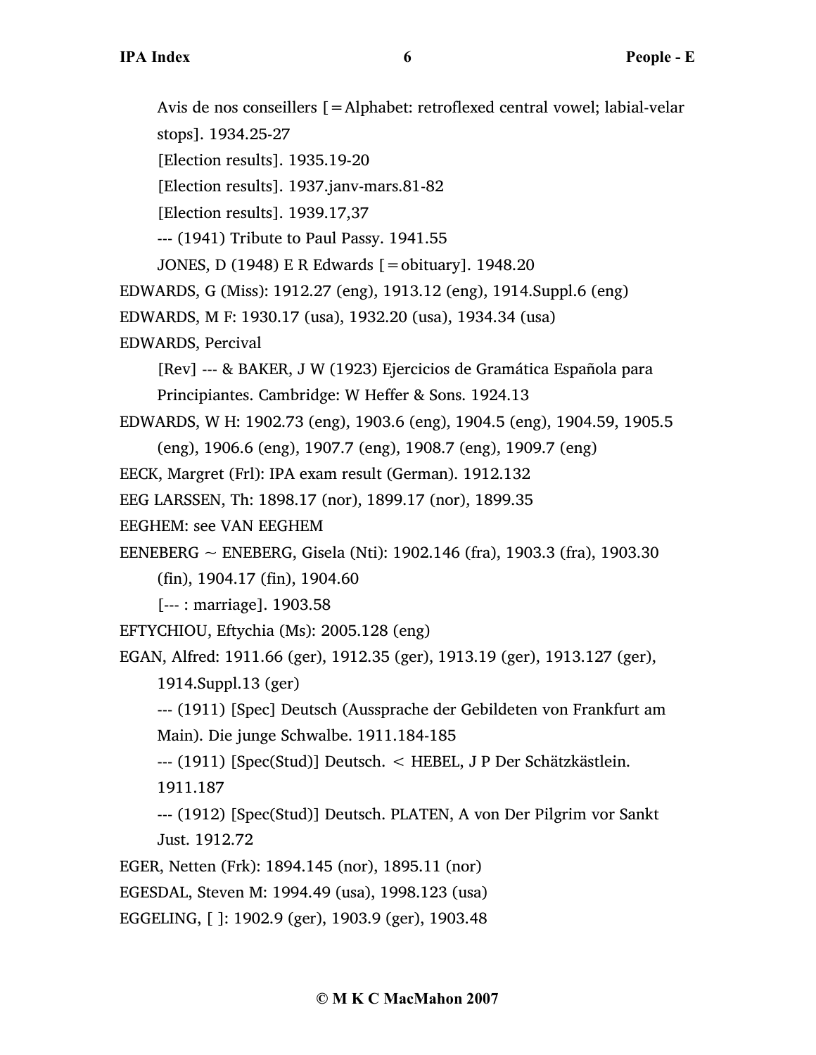Avis de nos conseillers [=Alphabet: retroflexed central vowel; labial-velar stops]. 1934.25-27

[Election results]. 1935.19-20

[Election results]. 1937.janv-mars.81-82

[Election results]. 1939.17,37

--- (1941) Tribute to Paul Passy. 1941.55

JONES, D (1948) E R Edwards [=obituary]. 1948.20

EDWARDS, G (Miss): 1912.27 (eng), 1913.12 (eng), 1914.Suppl.6 (eng)

EDWARDS, M F: 1930.17 (usa), 1932.20 (usa), 1934.34 (usa)

EDWARDS, Percival

[Rev] --- & BAKER, J W (1923) Ejercicios de Gramática Española para Principiantes. Cambridge: W Heffer & Sons. 1924.13

EDWARDS, W H: 1902.73 (eng), 1903.6 (eng), 1904.5 (eng), 1904.59, 1905.5 (eng), 1906.6 (eng), 1907.7 (eng), 1908.7 (eng), 1909.7 (eng)

EECK, Margret (Frl): IPA exam result (German). 1912.132

EEG LARSSEN, Th: 1898.17 (nor), 1899.17 (nor), 1899.35

EEGHEM: see VAN EEGHEM

EENEBERG ~ ENEBERG, Gisela (Nti): 1902.146 (fra), 1903.3 (fra), 1903.30 (fin), 1904.17 (fin), 1904.60

[--- : marriage]. 1903.58

EFTYCHIOU, Eftychia (Ms): 2005.128 (eng)

EGAN, Alfred: 1911.66 (ger), 1912.35 (ger), 1913.19 (ger), 1913.127 (ger), 1914.Suppl.13 (ger)

--- (1911) [Spec] Deutsch (Aussprache der Gebildeten von Frankfurt am Main). Die junge Schwalbe. 1911.184-185

--- (1911) [Spec(Stud)] Deutsch. < HEBEL, J P Der Schätzkästlein. 1911.187

--- (1912) [Spec(Stud)] Deutsch. PLATEN, A von Der Pilgrim vor Sankt Just. 1912.72

EGER, Netten (Frk): 1894.145 (nor), 1895.11 (nor)

EGESDAL, Steven M: 1994.49 (usa), 1998.123 (usa)

EGGELING, [ ]: 1902.9 (ger), 1903.9 (ger), 1903.48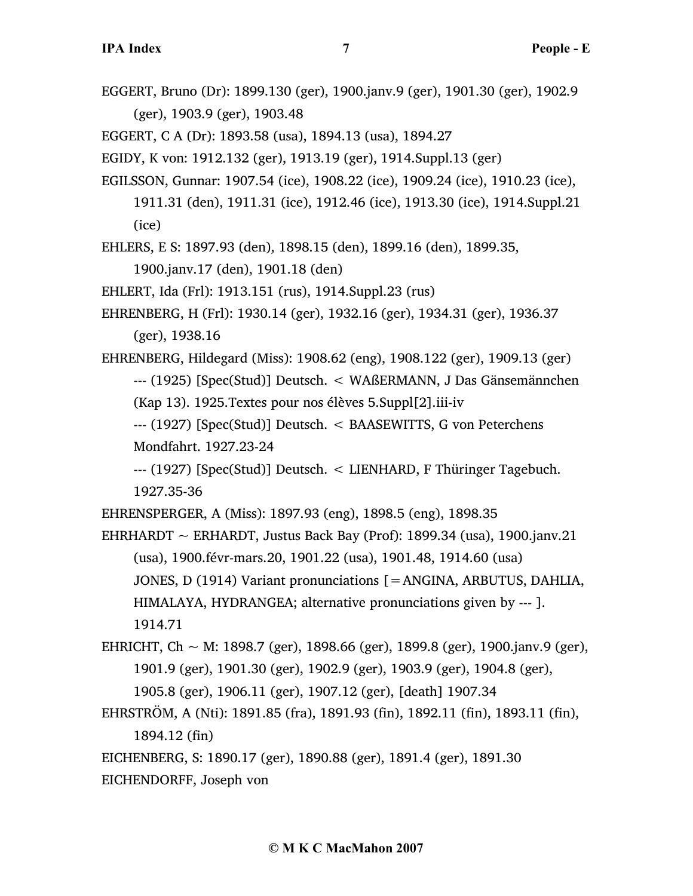EGGERT, Bruno (Dr): 1899.130 (ger), 1900.janv.9 (ger), 1901.30 (ger), 1902.9 (ger), 1903.9 (ger), 1903.48

EGGERT, C A (Dr): 1893.58 (usa), 1894.13 (usa), 1894.27

EGIDY, K von: 1912.132 (ger), 1913.19 (ger), 1914.Suppl.13 (ger)

EGILSSON, Gunnar: 1907.54 (ice), 1908.22 (ice), 1909.24 (ice), 1910.23 (ice), 1911.31 (den), 1911.31 (ice), 1912.46 (ice), 1913.30 (ice), 1914.Suppl.21 (ice)

EHLERS, E S: 1897.93 (den), 1898.15 (den), 1899.16 (den), 1899.35, 1900.janv.17 (den), 1901.18 (den)

EHLERT, Ida (Frl): 1913.151 (rus), 1914.Suppl.23 (rus)

EHRENBERG, H (Frl): 1930.14 (ger), 1932.16 (ger), 1934.31 (ger), 1936.37 (ger), 1938.16

EHRENBERG, Hildegard (Miss): 1908.62 (eng), 1908.122 (ger), 1909.13 (ger)
--- (1925) [Spec(Stud)] Deutsch. < WAßERMANN, J Das Gänsemännchen (Kap 13). 1925.Textes pour nos élèves 5.Suppl[2].iii-iv
--- (1927) [Spec(Stud)] Deutsch. < BAASEWITTS, G von Peterchens Mondfahrt. 1927.23-24
--- (1927) [Spec(Stud)] Deutsch. < LIENHARD, F Thüringer Tagebuch. 1927.35-36

EHRENSPERGER, A (Miss): 1897.93 (eng), 1898.5 (eng), 1898.35

EHRHARDT ~ ERHARDT, Justus Back Bay (Prof): 1899.34 (usa), 1900.janv.21 (usa), 1900.févr-mars.20, 1901.22 (usa), 1901.48, 1914.60 (usa)
JONES, D (1914) Variant pronunciations [=ANGINA, ARBUTUS, DAHLIA, HIMALAYA, HYDRANGEA; alternative pronunciations given by --- ]. 1914.71

EHRICHT, Ch ~ M: 1898.7 (ger), 1898.66 (ger), 1899.8 (ger), 1900.janv.9 (ger), 1901.9 (ger), 1901.30 (ger), 1902.9 (ger), 1903.9 (ger), 1904.8 (ger), 1905.8 (ger), 1906.11 (ger), 1907.12 (ger), [death] 1907.34

EHRSTRÖM, A (Nti): 1891.85 (fra), 1891.93 (fin), 1892.11 (fin), 1893.11 (fin), 1894.12 (fin)

EICHENBERG, S: 1890.17 (ger), 1890.88 (ger), 1891.4 (ger), 1891.30

EICHENDORFF, Joseph von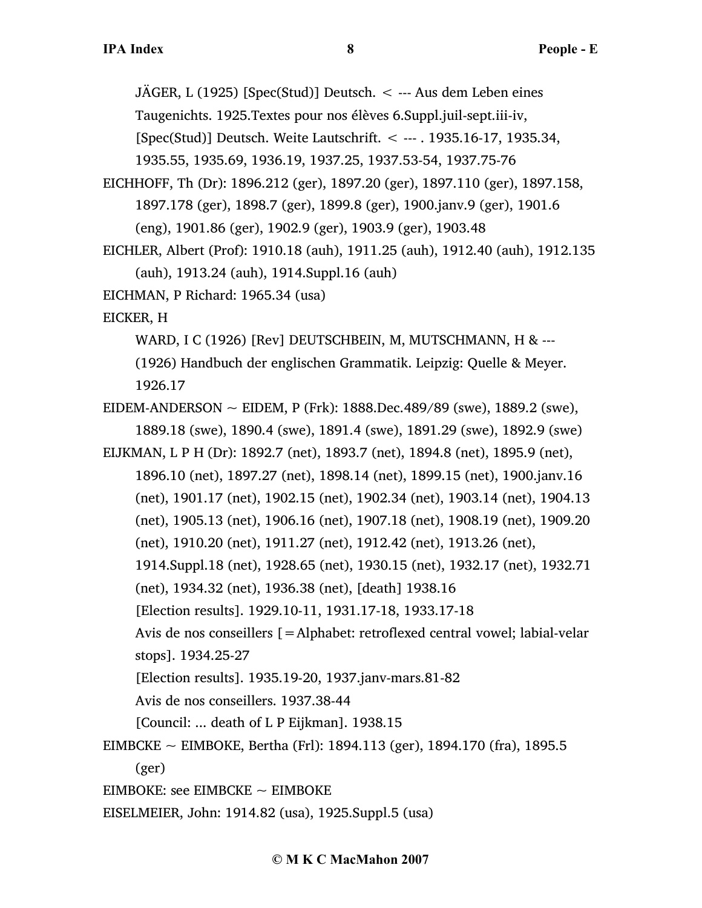JÄGER, L (1925) [Spec(Stud)] Deutsch. < --- Aus dem Leben eines Taugenichts. 1925.Textes pour nos élèves 6.Suppl.juil-sept.iii-iv, [Spec(Stud)] Deutsch. Weite Lautschrift. < --- . 1935.16-17, 1935.34, 1935.55, 1935.69, 1936.19, 1937.25, 1937.53-54, 1937.75-76

EICHHOFF, Th (Dr): 1896.212 (ger), 1897.20 (ger), 1897.110 (ger), 1897.158, 1897.178 (ger), 1898.7 (ger), 1899.8 (ger), 1900.janv.9 (ger), 1901.6 (eng), 1901.86 (ger), 1902.9 (ger), 1903.9 (ger), 1903.48

EICHLER, Albert (Prof): 1910.18 (auh), 1911.25 (auh), 1912.40 (auh), 1912.135 (auh), 1913.24 (auh), 1914.Suppl.16 (auh)

EICHMAN, P Richard: 1965.34 (usa)

EICKER, H

WARD, I C (1926) [Rev] DEUTSCHBEIN, M, MUTSCHMANN, H & --- (1926) Handbuch der englischen Grammatik. Leipzig: Quelle & Meyer. 1926.17

EIDEM-ANDERSON ~ EIDEM, P (Frk): 1888.Dec.489/89 (swe), 1889.2 (swe), 1889.18 (swe), 1890.4 (swe), 1891.4 (swe), 1891.29 (swe), 1892.9 (swe)

EIJKMAN, L P H (Dr): 1892.7 (net), 1893.7 (net), 1894.8 (net), 1895.9 (net), 1896.10 (net), 1897.27 (net), 1898.14 (net), 1899.15 (net), 1900.janv.16 (net), 1901.17 (net), 1902.15 (net), 1902.34 (net), 1903.14 (net), 1904.13 (net), 1905.13 (net), 1906.16 (net), 1907.18 (net), 1908.19 (net), 1909.20 (net), 1910.20 (net), 1911.27 (net), 1912.42 (net), 1913.26 (net), 1914.Suppl.18 (net), 1928.65 (net), 1930.15 (net), 1932.17 (net), 1932.71 (net), 1934.32 (net), 1936.38 (net), [death] 1938.16

[Election results]. 1929.10-11, 1931.17-18, 1933.17-18

Avis de nos conseillers [=Alphabet: retroflexed central vowel; labial-velar stops]. 1934.25-27

[Election results]. 1935.19-20, 1937.janv-mars.81-82

Avis de nos conseillers. 1937.38-44

[Council: ... death of L P Eijkman]. 1938.15

EIMBCKE ~ EIMBOKE, Bertha (Frl): 1894.113 (ger), 1894.170 (fra), 1895.5 (ger)

EIMBOKE: see EIMBCKE ~ EIMBOKE

EISELMEIER, John: 1914.82 (usa), 1925.Suppl.5 (usa)

© M K C MacMahon 2007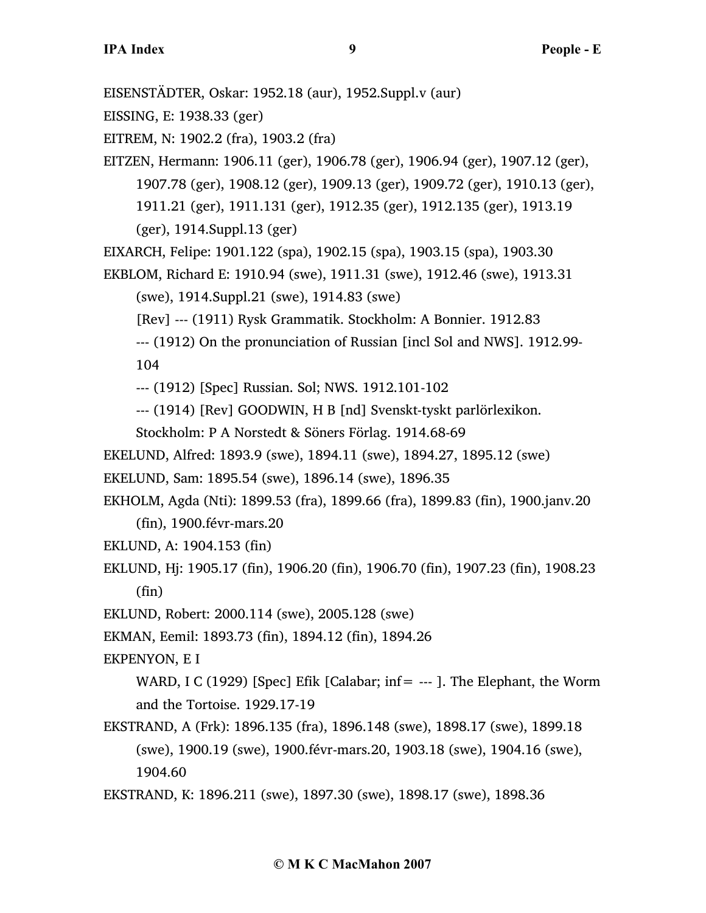EISENSTÄDTER, Oskar: 1952.18 (aur), 1952.Suppl.v (aur)

EISSING, E: 1938.33 (ger)

EITREM, N: 1902.2 (fra), 1903.2 (fra)

EITZEN, Hermann: 1906.11 (ger), 1906.78 (ger), 1906.94 (ger), 1907.12 (ger), 1907.78 (ger), 1908.12 (ger), 1909.13 (ger), 1909.72 (ger), 1910.13 (ger), 1911.21 (ger), 1911.131 (ger), 1912.35 (ger), 1912.135 (ger), 1913.19 (ger), 1914.Suppl.13 (ger)

EIXARCH, Felipe: 1901.122 (spa), 1902.15 (spa), 1903.15 (spa), 1903.30

EKBLOM, Richard E: 1910.94 (swe), 1911.31 (swe), 1912.46 (swe), 1913.31 (swe), 1914.Suppl.21 (swe), 1914.83 (swe)

[Rev] --- (1911) Rysk Grammatik. Stockholm: A Bonnier. 1912.83

--- (1912) On the pronunciation of Russian [incl Sol and NWS]. 1912.99-104

--- (1912) [Spec] Russian. Sol; NWS. 1912.101-102

--- (1914) [Rev] GOODWIN, H B [nd] Svenskt-tyskt parlörlexikon. Stockholm: P A Norstedt & Söners Förlag. 1914.68-69

EKELUND, Alfred: 1893.9 (swe), 1894.11 (swe), 1894.27, 1895.12 (swe)

EKELUND, Sam: 1895.54 (swe), 1896.14 (swe), 1896.35

EKHOLM, Agda (Nti): 1899.53 (fra), 1899.66 (fra), 1899.83 (fin), 1900.janv.20 (fin), 1900.févr-mars.20

EKLUND, A: 1904.153 (fin)

EKLUND, Hj: 1905.17 (fin), 1906.20 (fin), 1906.70 (fin), 1907.23 (fin), 1908.23 (fin)

EKLUND, Robert: 2000.114 (swe), 2005.128 (swe)

EKMAN, Eemil: 1893.73 (fin), 1894.12 (fin), 1894.26

EKPENYON, E I

WARD, I C (1929) [Spec] Efik [Calabar; inf= --- ]. The Elephant, the Worm and the Tortoise. 1929.17-19

EKSTRAND, A (Frk): 1896.135 (fra), 1896.148 (swe), 1898.17 (swe), 1899.18 (swe), 1900.19 (swe), 1900.févr-mars.20, 1903.18 (swe), 1904.16 (swe), 1904.60

EKSTRAND, K: 1896.211 (swe), 1897.30 (swe), 1898.17 (swe), 1898.36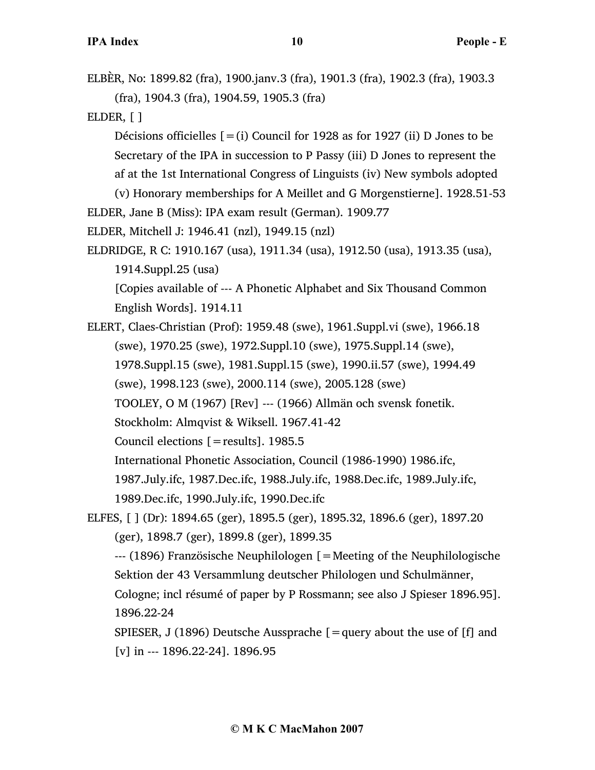ELBÈR, No: 1899.82 (fra), 1900.janv.3 (fra), 1901.3 (fra), 1902.3 (fra), 1903.3 (fra), 1904.3 (fra), 1904.59, 1905.3 (fra)

ELDER, [ ]

Décisions officielles [=(i) Council for 1928 as for 1927 (ii) D Jones to be Secretary of the IPA in succession to P Passy (iii) D Jones to represent the af at the 1st International Congress of Linguists (iv) New symbols adopted (v) Honorary memberships for A Meillet and G Morgenstierne]. 1928.51-53

ELDER, Jane B (Miss): IPA exam result (German). 1909.77

ELDER, Mitchell J: 1946.41 (nzl), 1949.15 (nzl)

ELDRIDGE, R C: 1910.167 (usa), 1911.34 (usa), 1912.50 (usa), 1913.35 (usa), 1914.Suppl.25 (usa)

[Copies available of --- A Phonetic Alphabet and Six Thousand Common English Words]. 1914.11

ELERT, Claes-Christian (Prof): 1959.48 (swe), 1961.Suppl.vi (swe), 1966.18 (swe), 1970.25 (swe), 1972.Suppl.10 (swe), 1975.Suppl.14 (swe), 1978.Suppl.15 (swe), 1981.Suppl.15 (swe), 1990.ii.57 (swe), 1994.49 (swe), 1998.123 (swe), 2000.114 (swe), 2005.128 (swe)

TOOLEY, O M (1967) [Rev] --- (1966) Allmän och svensk fonetik. Stockholm: Almqvist & Wiksell. 1967.41-42

Council elections [=results]. 1985.5

International Phonetic Association, Council (1986-1990) 1986.ifc, 1987.July.ifc, 1987.Dec.ifc, 1988.July.ifc, 1988.Dec.ifc, 1989.July.ifc, 1989.Dec.ifc, 1990.July.ifc, 1990.Dec.ifc

ELFES, [ ] (Dr): 1894.65 (ger), 1895.5 (ger), 1895.32, 1896.6 (ger), 1897.20 (ger), 1898.7 (ger), 1899.8 (ger), 1899.35

--- (1896) Französische Neuphilologen [=Meeting of the Neuphilologische Sektion der 43 Versammlung deutscher Philologen und Schulmänner, Cologne; incl résumé of paper by P Rossmann; see also J Spieser 1896.95]. 1896.22-24

SPIESER, J (1896) Deutsche Aussprache [=query about the use of [f] and [v] in --- 1896.22-24]. 1896.95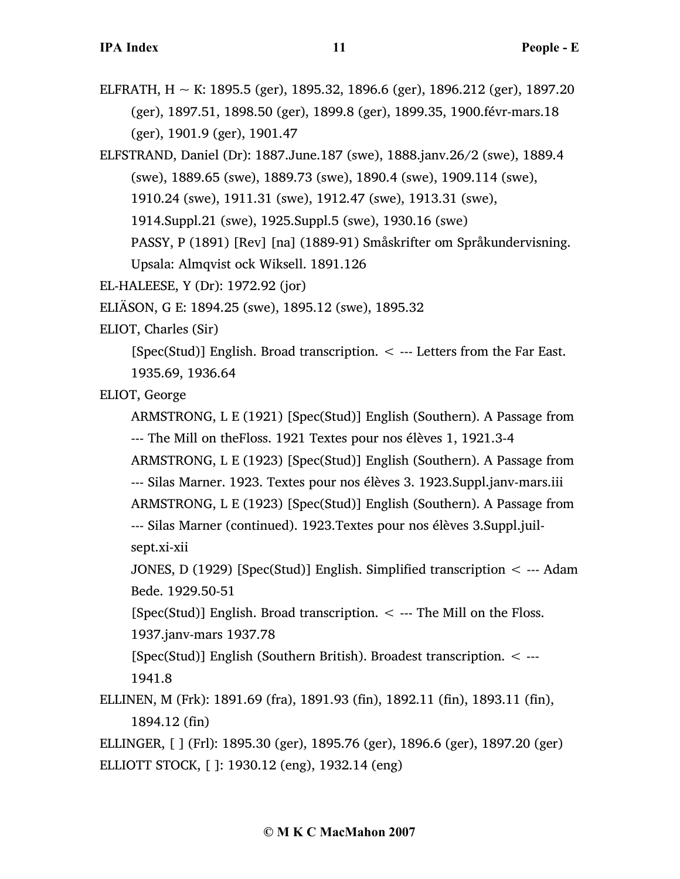ELFRATH, H ~ K: 1895.5 (ger), 1895.32, 1896.6 (ger), 1896.212 (ger), 1897.20 (ger), 1897.51, 1898.50 (ger), 1899.8 (ger), 1899.35, 1900.févr-mars.18 (ger), 1901.9 (ger), 1901.47

ELFSTRAND, Daniel (Dr): 1887.June.187 (swe), 1888.janv.26/2 (swe), 1889.4 (swe), 1889.65 (swe), 1889.73 (swe), 1890.4 (swe), 1909.114 (swe), 1910.24 (swe), 1911.31 (swe), 1912.47 (swe), 1913.31 (swe), 1914.Suppl.21 (swe), 1925.Suppl.5 (swe), 1930.16 (swe)

PASSY, P (1891) [Rev] [na] (1889-91) Småskrifter om Språkundervisning. Upsala: Almqvist ock Wiksell. 1891.126

EL-HALEESE, Y (Dr): 1972.92 (jor)

ELIÄSON, G E: 1894.25 (swe), 1895.12 (swe), 1895.32

ELIOT, Charles (Sir)

[Spec(Stud)] English. Broad transcription. < --- Letters from the Far East. 1935.69, 1936.64

ELIOT, George

ARMSTRONG, L E (1921) [Spec(Stud)] English (Southern). A Passage from --- The Mill on theFloss. 1921 Textes pour nos élèves 1, 1921.3-4

ARMSTRONG, L E (1923) [Spec(Stud)] English (Southern). A Passage from --- Silas Marner. 1923. Textes pour nos élèves 3. 1923.Suppl.janv-mars.iii

ARMSTRONG, L E (1923) [Spec(Stud)] English (Southern). A Passage from --- Silas Marner (continued). 1923.Textes pour nos élèves 3.Suppl.juil-sept.xi-xii

JONES, D (1929) [Spec(Stud)] English. Simplified transcription < --- Adam Bede. 1929.50-51

[Spec(Stud)] English. Broad transcription. < --- The Mill on the Floss. 1937.janv-mars 1937.78

[Spec(Stud)] English (Southern British). Broadest transcription. < --- 1941.8

ELLINEN, M (Frk): 1891.69 (fra), 1891.93 (fin), 1892.11 (fin), 1893.11 (fin), 1894.12 (fin)

ELLINGER, [ ] (Frl): 1895.30 (ger), 1895.76 (ger), 1896.6 (ger), 1897.20 (ger)

ELLIOTT STOCK, [ ]: 1930.12 (eng), 1932.14 (eng)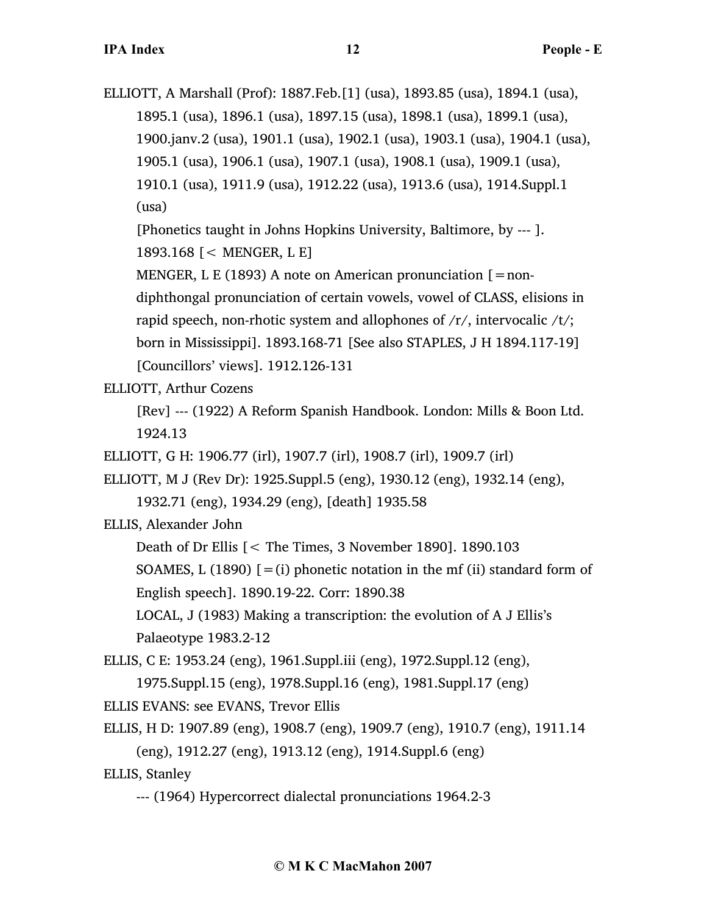ELLIOTT, A Marshall (Prof): 1887.Feb.[1] (usa), 1893.85 (usa), 1894.1 (usa), 1895.1 (usa), 1896.1 (usa), 1897.15 (usa), 1898.1 (usa), 1899.1 (usa), 1900.janv.2 (usa), 1901.1 (usa), 1902.1 (usa), 1903.1 (usa), 1904.1 (usa), 1905.1 (usa), 1906.1 (usa), 1907.1 (usa), 1908.1 (usa), 1909.1 (usa), 1910.1 (usa), 1911.9 (usa), 1912.22 (usa), 1913.6 (usa), 1914.Suppl.1 (usa)

    [Phonetics taught in Johns Hopkins University, Baltimore, by --- ]. 1893.168 [< MENGER, L E]

    MENGER, L E (1893) A note on American pronunciation [=non-diphthongal pronunciation of certain vowels, vowel of CLASS, elisions in rapid speech, non-rhotic system and allophones of /r/, intervocalic /t/; born in Mississippi]. 1893.168-71 [See also STAPLES, J H 1894.117-19]

    [Councillors' views]. 1912.126-131

ELLIOTT, Arthur Cozens

    [Rev] --- (1922) A Reform Spanish Handbook. London: Mills & Boon Ltd. 1924.13

ELLIOTT, G H: 1906.77 (irl), 1907.7 (irl), 1908.7 (irl), 1909.7 (irl)

ELLIOTT, M J (Rev Dr): 1925.Suppl.5 (eng), 1930.12 (eng), 1932.14 (eng), 1932.71 (eng), 1934.29 (eng), [death] 1935.58

ELLIS, Alexander John

    Death of Dr Ellis [< The Times, 3 November 1890]. 1890.103

    SOAMES, L (1890) [=(i) phonetic notation in the mf (ii) standard form of English speech]. 1890.19-22. Corr: 1890.38

    LOCAL, J (1983) Making a transcription: the evolution of A J Ellis's Palaeotype 1983.2-12

ELLIS, C E: 1953.24 (eng), 1961.Suppl.iii (eng), 1972.Suppl.12 (eng), 1975.Suppl.15 (eng), 1978.Suppl.16 (eng), 1981.Suppl.17 (eng)

ELLIS EVANS: see EVANS, Trevor Ellis

ELLIS, H D: 1907.89 (eng), 1908.7 (eng), 1909.7 (eng), 1910.7 (eng), 1911.14 (eng), 1912.27 (eng), 1913.12 (eng), 1914.Suppl.6 (eng)

ELLIS, Stanley

    --- (1964) Hypercorrect dialectal pronunciations 1964.2-3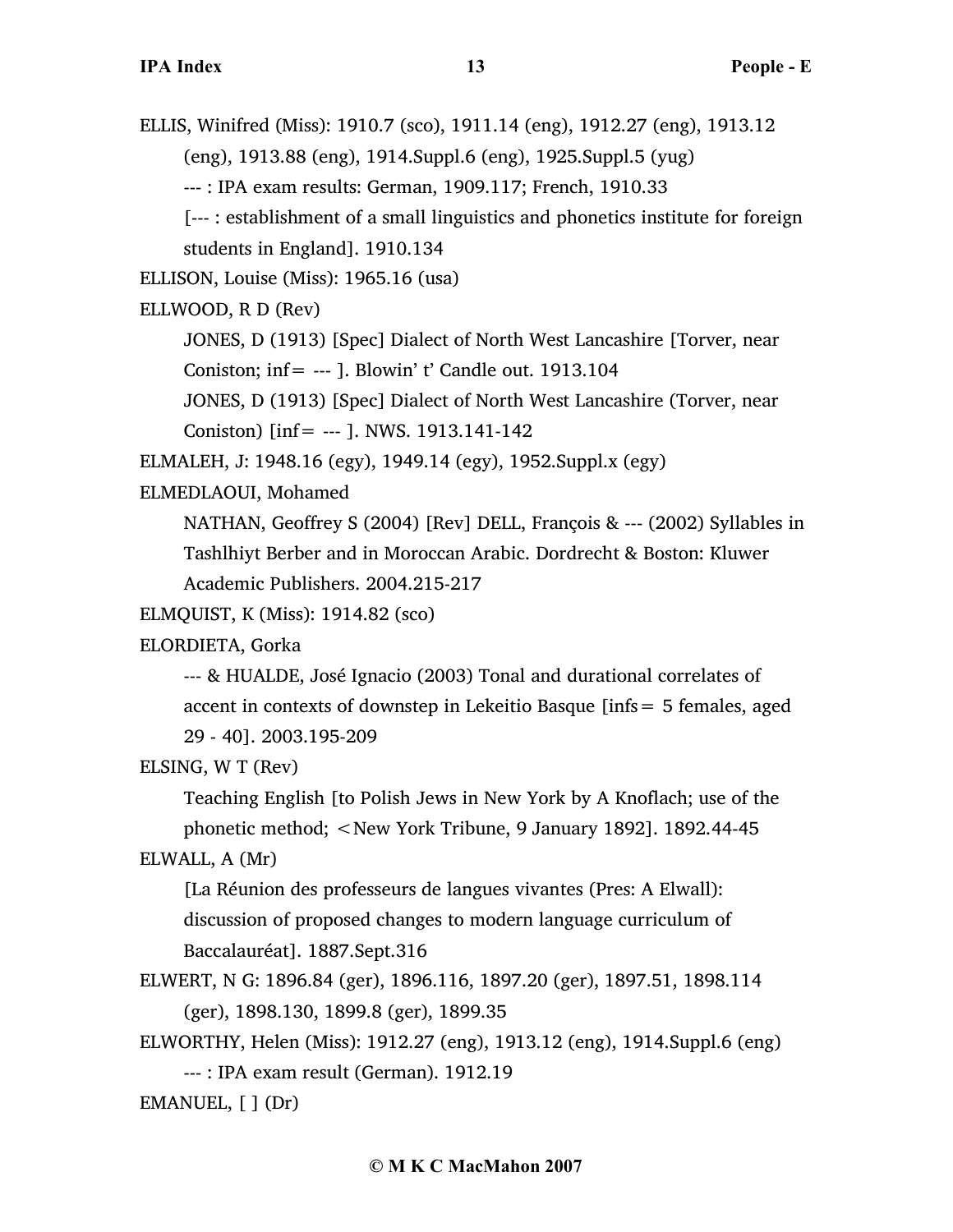ELLIS, Winifred (Miss): 1910.7 (sco), 1911.14 (eng), 1912.27 (eng), 1913.12 (eng), 1913.88 (eng), 1914.Suppl.6 (eng), 1925.Suppl.5 (yug)

--- : IPA exam results: German, 1909.117; French, 1910.33

[--- : establishment of a small linguistics and phonetics institute for foreign students in England]. 1910.134

ELLISON, Louise (Miss): 1965.16 (usa)

ELLWOOD, R D (Rev)

JONES, D (1913) [Spec] Dialect of North West Lancashire [Torver, near Coniston; inf= --- ]. Blowin' t' Candle out. 1913.104

JONES, D (1913) [Spec] Dialect of North West Lancashire (Torver, near Coniston) [inf= --- ]. NWS. 1913.141-142

ELMALEH, J: 1948.16 (egy), 1949.14 (egy), 1952.Suppl.x (egy)

ELMEDLAOUI, Mohamed

NATHAN, Geoffrey S (2004) [Rev] DELL, François & --- (2002) Syllables in Tashlhiyt Berber and in Moroccan Arabic. Dordrecht & Boston: Kluwer Academic Publishers. 2004.215-217

ELMQUIST, K (Miss): 1914.82 (sco)

ELORDIETA, Gorka

--- & HUALDE, José Ignacio (2003) Tonal and durational correlates of accent in contexts of downstep in Lekeitio Basque [infs= 5 females, aged 29 - 40]. 2003.195-209

ELSING, W T (Rev)

Teaching English [to Polish Jews in New York by A Knoflach; use of the phonetic method; <New York Tribune, 9 January 1892]. 1892.44-45

ELWALL, A (Mr)

[La Réunion des professeurs de langues vivantes (Pres: A Elwall): discussion of proposed changes to modern language curriculum of Baccalauréat]. 1887.Sept.316

ELWERT, N G: 1896.84 (ger), 1896.116, 1897.20 (ger), 1897.51, 1898.114 (ger), 1898.130, 1899.8 (ger), 1899.35

ELWORTHY, Helen (Miss): 1912.27 (eng), 1913.12 (eng), 1914.Suppl.6 (eng)

--- : IPA exam result (German). 1912.19

EMANUEL, [ ] (Dr)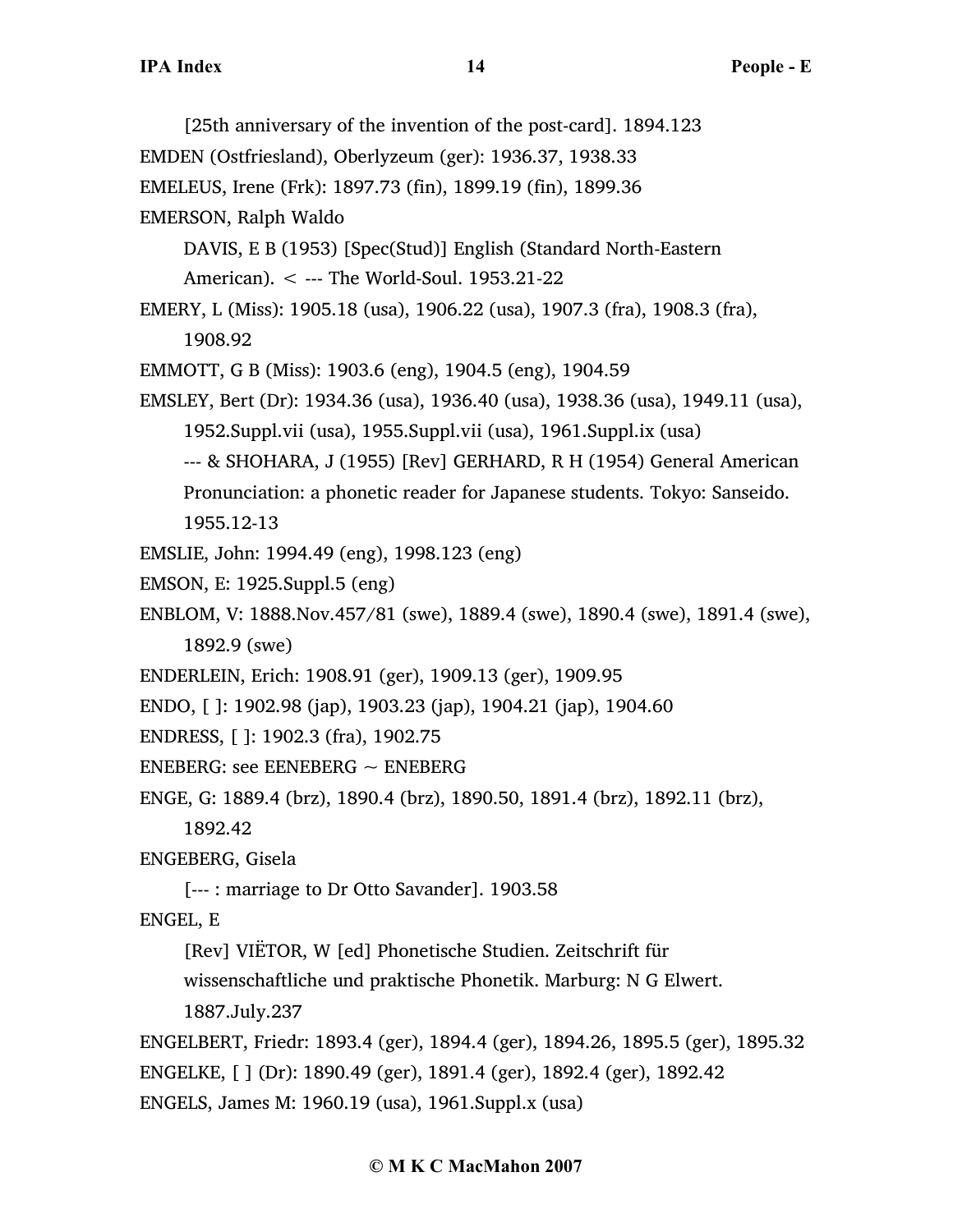[25th anniversary of the invention of the post-card]. 1894.123

EMDEN (Ostfriesland), Oberlyzeum (ger): 1936.37, 1938.33

EMELEUS, Irene (Frk): 1897.73 (fin), 1899.19 (fin), 1899.36

EMERSON, Ralph Waldo

DAVIS, E B (1953) [Spec(Stud)] English (Standard North-Eastern American). < --- The World-Soul. 1953.21-22

EMERY, L (Miss): 1905.18 (usa), 1906.22 (usa), 1907.3 (fra), 1908.3 (fra), 1908.92

EMMOTT, G B (Miss): 1903.6 (eng), 1904.5 (eng), 1904.59

EMSLEY, Bert (Dr): 1934.36 (usa), 1936.40 (usa), 1938.36 (usa), 1949.11 (usa), 1952.Suppl.vii (usa), 1955.Suppl.vii (usa), 1961.Suppl.ix (usa)

--- & SHOHARA, J (1955) [Rev] GERHARD, R H (1954) General American Pronunciation: a phonetic reader for Japanese students. Tokyo: Sanseido. 1955.12-13

EMSLIE, John: 1994.49 (eng), 1998.123 (eng)

EMSON, E: 1925.Suppl.5 (eng)

ENBLOM, V: 1888.Nov.457/81 (swe), 1889.4 (swe), 1890.4 (swe), 1891.4 (swe), 1892.9 (swe)

ENDERLEIN, Erich: 1908.91 (ger), 1909.13 (ger), 1909.95

ENDO, [ ]: 1902.98 (jap), 1903.23 (jap), 1904.21 (jap), 1904.60

ENDRESS, [ ]: 1902.3 (fra), 1902.75

ENEBERG: see EENEBERG ~ ENEBERG

ENGE, G: 1889.4 (brz), 1890.4 (brz), 1890.50, 1891.4 (brz), 1892.11 (brz), 1892.42

ENGEBERG, Gisela

[--- : marriage to Dr Otto Savander]. 1903.58

ENGEL, E

[Rev] VIËTOR, W [ed] Phonetische Studien. Zeitschrift für wissenschaftliche und praktische Phonetik. Marburg: N G Elwert. 1887.July.237

ENGELBERT, Friedr: 1893.4 (ger), 1894.4 (ger), 1894.26, 1895.5 (ger), 1895.32

ENGELKE, [ ] (Dr): 1890.49 (ger), 1891.4 (ger), 1892.4 (ger), 1892.42

ENGELS, James M: 1960.19 (usa), 1961.Suppl.x (usa)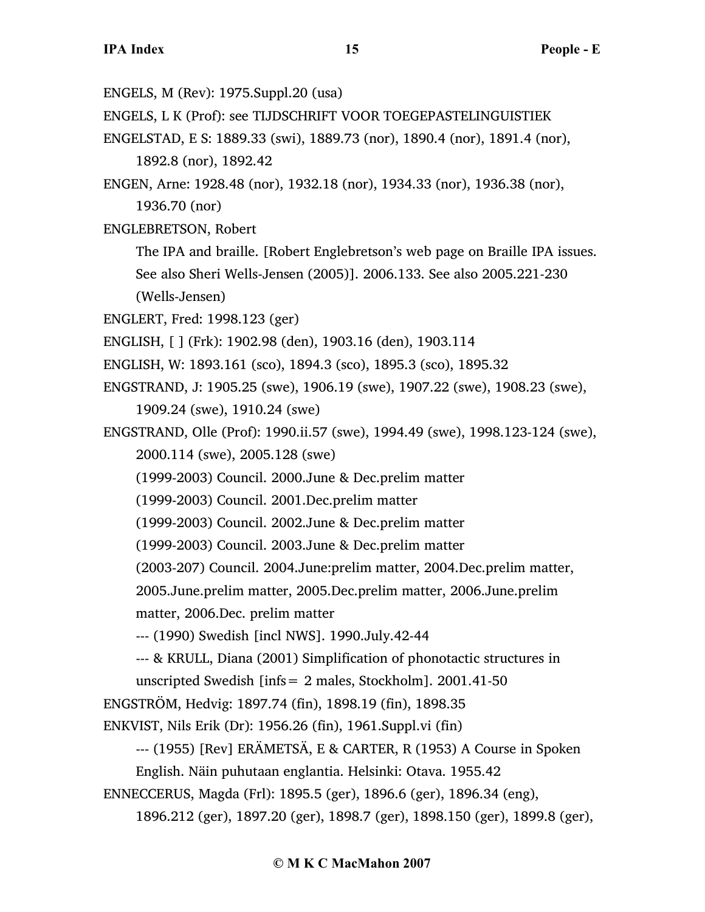ENGELS, M (Rev): 1975.Suppl.20 (usa)

ENGELS, L K (Prof): see TIJDSCHRIFT VOOR TOEGEPASTELINGUISTIEK

ENGELSTAD, E S: 1889.33 (swi), 1889.73 (nor), 1890.4 (nor), 1891.4 (nor), 1892.8 (nor), 1892.42

ENGEN, Arne: 1928.48 (nor), 1932.18 (nor), 1934.33 (nor), 1936.38 (nor), 1936.70 (nor)

ENGLEBRETSON, Robert

The IPA and braille. [Robert Englebretson's web page on Braille IPA issues. See also Sheri Wells-Jensen (2005)]. 2006.133. See also 2005.221-230 (Wells-Jensen)

ENGLERT, Fred: 1998.123 (ger)

ENGLISH, [ ] (Frk): 1902.98 (den), 1903.16 (den), 1903.114

ENGLISH, W: 1893.161 (sco), 1894.3 (sco), 1895.3 (sco), 1895.32

ENGSTRAND, J: 1905.25 (swe), 1906.19 (swe), 1907.22 (swe), 1908.23 (swe), 1909.24 (swe), 1910.24 (swe)

ENGSTRAND, Olle (Prof): 1990.ii.57 (swe), 1994.49 (swe), 1998.123-124 (swe), 2000.114 (swe), 2005.128 (swe)

(1999-2003) Council. 2000.June & Dec.prelim matter

(1999-2003) Council. 2001.Dec.prelim matter

(1999-2003) Council. 2002.June & Dec.prelim matter

(1999-2003) Council. 2003.June & Dec.prelim matter

(2003-207) Council. 2004.June:prelim matter, 2004.Dec.prelim matter, 2005.June.prelim matter, 2005.Dec.prelim matter, 2006.June.prelim matter, 2006.Dec. prelim matter

--- (1990) Swedish [incl NWS]. 1990.July.42-44

--- & KRULL, Diana (2001) Simplification of phonotactic structures in unscripted Swedish [infs = 2 males, Stockholm]. 2001.41-50

ENGSTRÖM, Hedvig: 1897.74 (fin), 1898.19 (fin), 1898.35

ENKVIST, Nils Erik (Dr): 1956.26 (fin), 1961.Suppl.vi (fin)

--- (1955) [Rev] ERÄMETSÄ, E & CARTER, R (1953) A Course in Spoken English. Näin puhutaan englantia. Helsinki: Otava. 1955.42

ENNECCERUS, Magda (Frl): 1895.5 (ger), 1896.6 (ger), 1896.34 (eng), 1896.212 (ger), 1897.20 (ger), 1898.7 (ger), 1898.150 (ger), 1899.8 (ger),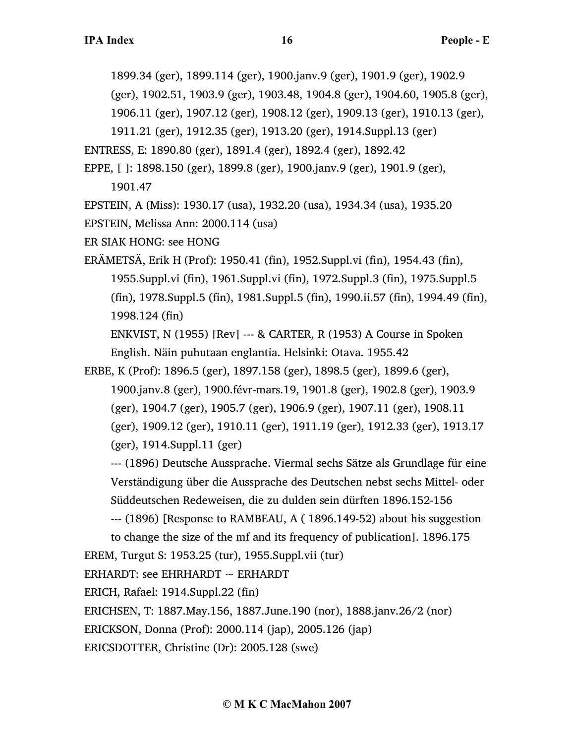1899.34 (ger), 1899.114 (ger), 1900.janv.9 (ger), 1901.9 (ger), 1902.9 (ger), 1902.51, 1903.9 (ger), 1903.48, 1904.8 (ger), 1904.60, 1905.8 (ger), 1906.11 (ger), 1907.12 (ger), 1908.12 (ger), 1909.13 (ger), 1910.13 (ger), 1911.21 (ger), 1912.35 (ger), 1913.20 (ger), 1914.Suppl.13 (ger)

ENTRESS, E: 1890.80 (ger), 1891.4 (ger), 1892.4 (ger), 1892.42

EPPE, [ ]: 1898.150 (ger), 1899.8 (ger), 1900.janv.9 (ger), 1901.9 (ger), 1901.47

EPSTEIN, A (Miss): 1930.17 (usa), 1932.20 (usa), 1934.34 (usa), 1935.20

EPSTEIN, Melissa Ann: 2000.114 (usa)

ER SIAK HONG: see HONG

ERÄMETSÄ, Erik H (Prof): 1950.41 (fin), 1952.Suppl.vi (fin), 1954.43 (fin), 1955.Suppl.vi (fin), 1961.Suppl.vi (fin), 1972.Suppl.3 (fin), 1975.Suppl.5 (fin), 1978.Suppl.5 (fin), 1981.Suppl.5 (fin), 1990.ii.57 (fin), 1994.49 (fin), 1998.124 (fin)

ENKVIST, N (1955) [Rev] --- & CARTER, R (1953) A Course in Spoken English. Näin puhutaan englantia. Helsinki: Otava. 1955.42

ERBE, K (Prof): 1896.5 (ger), 1897.158 (ger), 1898.5 (ger), 1899.6 (ger), 1900.janv.8 (ger), 1900.févr-mars.19, 1901.8 (ger), 1902.8 (ger), 1903.9 (ger), 1904.7 (ger), 1905.7 (ger), 1906.9 (ger), 1907.11 (ger), 1908.11 (ger), 1909.12 (ger), 1910.11 (ger), 1911.19 (ger), 1912.33 (ger), 1913.17 (ger), 1914.Suppl.11 (ger)

--- (1896) Deutsche Aussprache. Viermal sechs Sätze als Grundlage für eine Verständigung über die Aussprache des Deutschen nebst sechs Mittel- oder Süddeutschen Redeweisen, die zu dulden sein dürften 1896.152-156

--- (1896) [Response to RAMBEAU, A ( 1896.149-52) about his suggestion to change the size of the mf and its frequency of publication]. 1896.175

EREM, Turgut S: 1953.25 (tur), 1955.Suppl.vii (tur)

ERHARDT: see EHRHARDT ~ ERHARDT

ERICH, Rafael: 1914.Suppl.22 (fin)

ERICHSEN, T: 1887.May.156, 1887.June.190 (nor), 1888.janv.26/2 (nor)

ERICKSON, Donna (Prof): 2000.114 (jap), 2005.126 (jap)

ERICSDOTTER, Christine (Dr): 2005.128 (swe)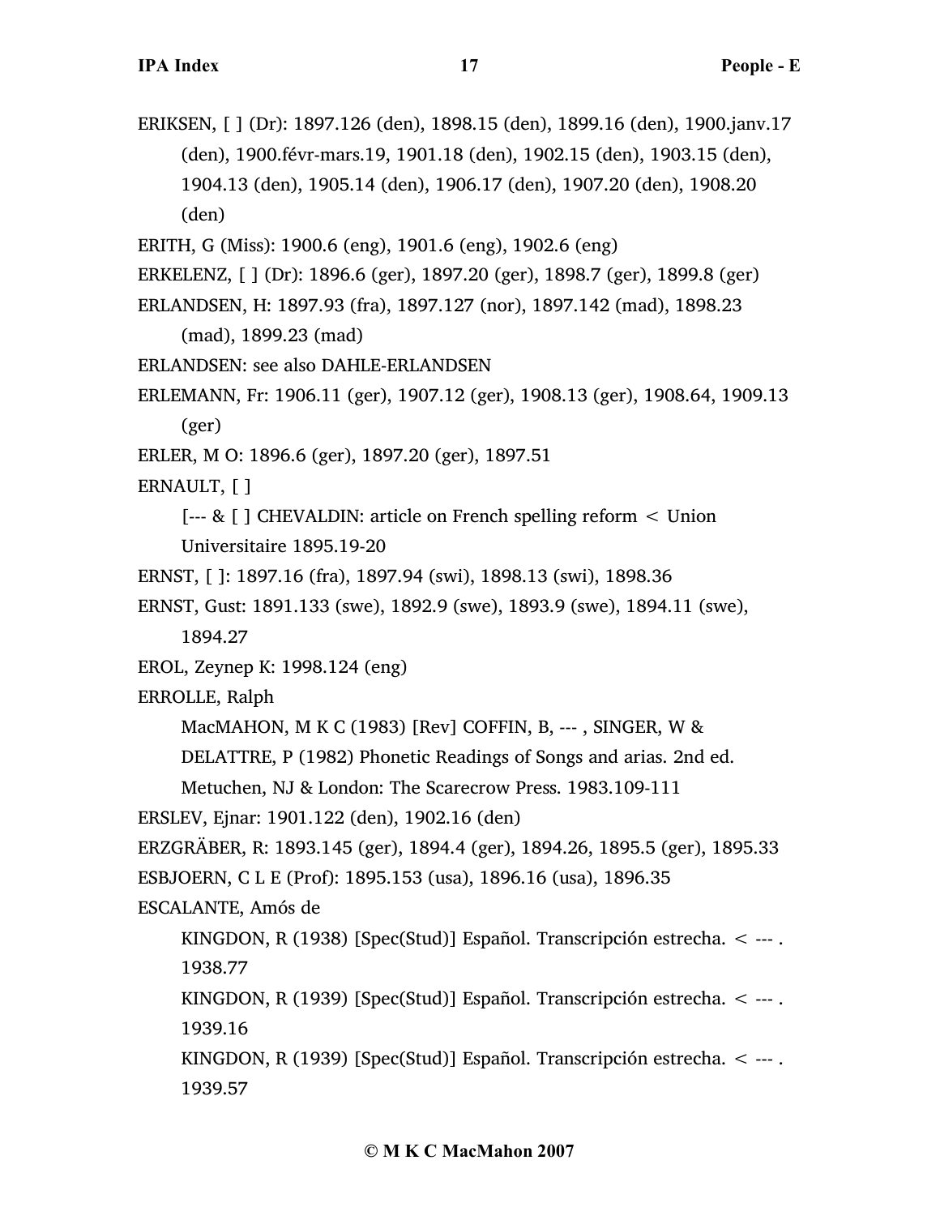ERIKSEN, [ ] (Dr): 1897.126 (den), 1898.15 (den), 1899.16 (den), 1900.janv.17 (den), 1900.févr-mars.19, 1901.18 (den), 1902.15 (den), 1903.15 (den), 1904.13 (den), 1905.14 (den), 1906.17 (den), 1907.20 (den), 1908.20 (den)

ERITH, G (Miss): 1900.6 (eng), 1901.6 (eng), 1902.6 (eng)

ERKELENZ, [ ] (Dr): 1896.6 (ger), 1897.20 (ger), 1898.7 (ger), 1899.8 (ger)

ERLANDSEN, H: 1897.93 (fra), 1897.127 (nor), 1897.142 (mad), 1898.23 (mad), 1899.23 (mad)

ERLANDSEN: see also DAHLE-ERLANDSEN

ERLEMANN, Fr: 1906.11 (ger), 1907.12 (ger), 1908.13 (ger), 1908.64, 1909.13 (ger)

ERLER, M O: 1896.6 (ger), 1897.20 (ger), 1897.51

ERNAULT, [ ]

[--- & [ ] CHEVALDIN: article on French spelling reform < Union Universitaire 1895.19-20

ERNST, [ ]: 1897.16 (fra), 1897.94 (swi), 1898.13 (swi), 1898.36

ERNST, Gust: 1891.133 (swe), 1892.9 (swe), 1893.9 (swe), 1894.11 (swe), 1894.27

EROL, Zeynep K: 1998.124 (eng)

ERROLLE, Ralph

MacMAHON, M K C (1983) [Rev] COFFIN, B, --- , SINGER, W & DELATTRE, P (1982) Phonetic Readings of Songs and arias. 2nd ed. Metuchen, NJ & London: The Scarecrow Press. 1983.109-111

ERSLEV, Ejnar: 1901.122 (den), 1902.16 (den)

ERZGRÄBER, R: 1893.145 (ger), 1894.4 (ger), 1894.26, 1895.5 (ger), 1895.33

ESBJOERN, C L E (Prof): 1895.153 (usa), 1896.16 (usa), 1896.35

ESCALANTE, Amós de

KINGDON, R (1938) [Spec(Stud)] Español. Transcripción estrecha. < --- . 1938.77

KINGDON, R (1939) [Spec(Stud)] Español. Transcripción estrecha. < --- . 1939.16

KINGDON, R (1939) [Spec(Stud)] Español. Transcripción estrecha. < --- . 1939.57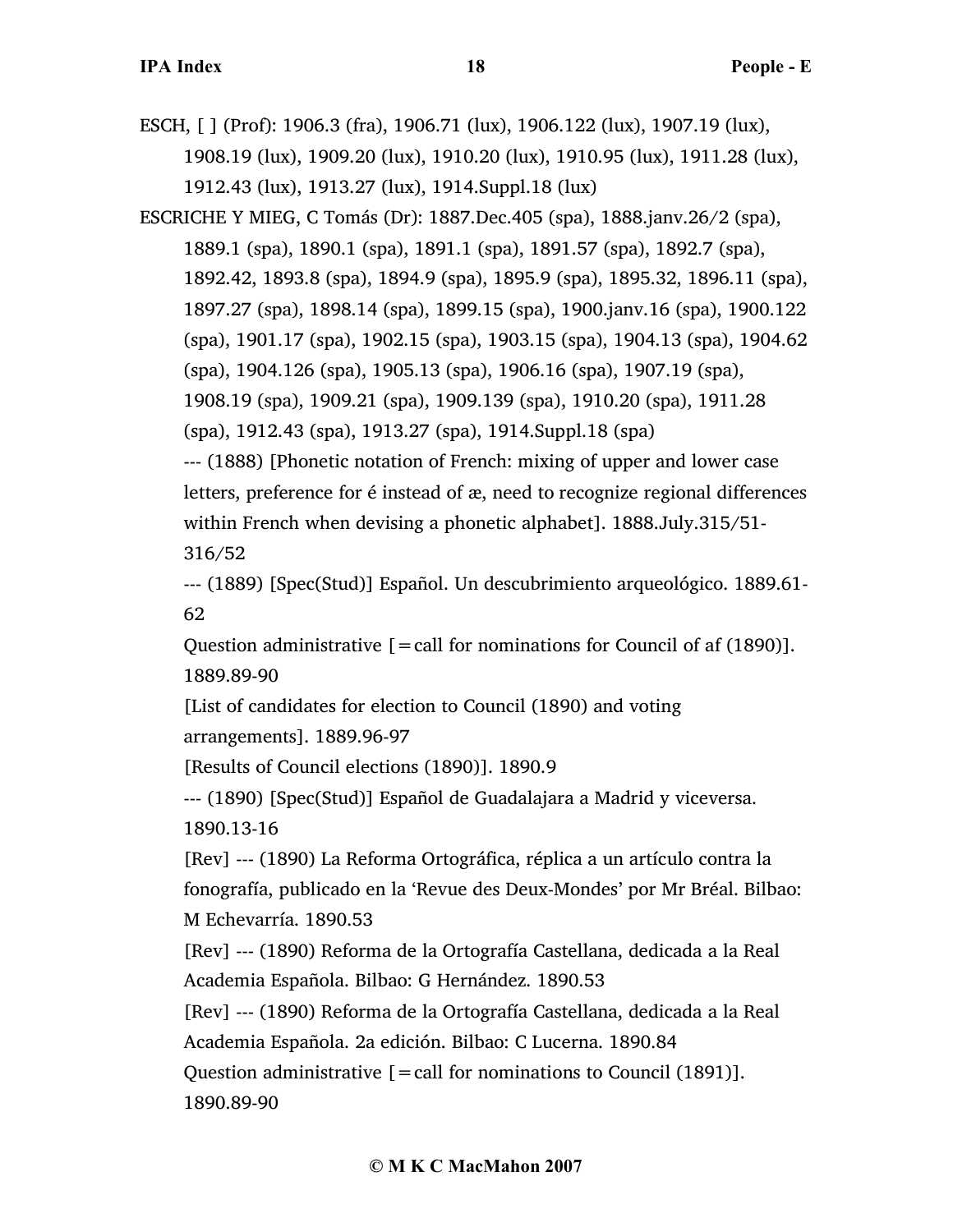ESCH, [ ] (Prof): 1906.3 (fra), 1906.71 (lux), 1906.122 (lux), 1907.19 (lux), 1908.19 (lux), 1909.20 (lux), 1910.20 (lux), 1910.95 (lux), 1911.28 (lux), 1912.43 (lux), 1913.27 (lux), 1914.Suppl.18 (lux)

ESCRICHE Y MIEG, C Tomás (Dr): 1887.Dec.405 (spa), 1888.janv.26/2 (spa), 1889.1 (spa), 1890.1 (spa), 1891.1 (spa), 1891.57 (spa), 1892.7 (spa), 1892.42, 1893.8 (spa), 1894.9 (spa), 1895.9 (spa), 1895.32, 1896.11 (spa), 1897.27 (spa), 1898.14 (spa), 1899.15 (spa), 1900.janv.16 (spa), 1900.122 (spa), 1901.17 (spa), 1902.15 (spa), 1903.15 (spa), 1904.13 (spa), 1904.62 (spa), 1904.126 (spa), 1905.13 (spa), 1906.16 (spa), 1907.19 (spa), 1908.19 (spa), 1909.21 (spa), 1909.139 (spa), 1910.20 (spa), 1911.28 (spa), 1912.43 (spa), 1913.27 (spa), 1914.Suppl.18 (spa)

--- (1888) [Phonetic notation of French: mixing of upper and lower case letters, preference for é instead of æ, need to recognize regional differences within French when devising a phonetic alphabet]. 1888.July.315/51-316/52

--- (1889) [Spec(Stud)] Español. Un descubrimiento arqueológico. 1889.61-62

Question administrative [=call for nominations for Council of af (1890)]. 1889.89-90

[List of candidates for election to Council (1890) and voting arrangements]. 1889.96-97

[Results of Council elections (1890)]. 1890.9

--- (1890) [Spec(Stud)] Español de Guadalajara a Madrid y viceversa. 1890.13-16

[Rev] --- (1890) La Reforma Ortográfica, réplica a un artículo contra la fonografía, publicado en la 'Revue des Deux-Mondes' por Mr Bréal. Bilbao: M Echevarría. 1890.53

[Rev] --- (1890) Reforma de la Ortografía Castellana, dedicada a la Real Academia Española. Bilbao: G Hernández. 1890.53

[Rev] --- (1890) Reforma de la Ortografía Castellana, dedicada a la Real Academia Española. 2a edición. Bilbao: C Lucerna. 1890.84

Question administrative [=call for nominations to Council (1891)]. 1890.89-90

© M K C MacMahon 2007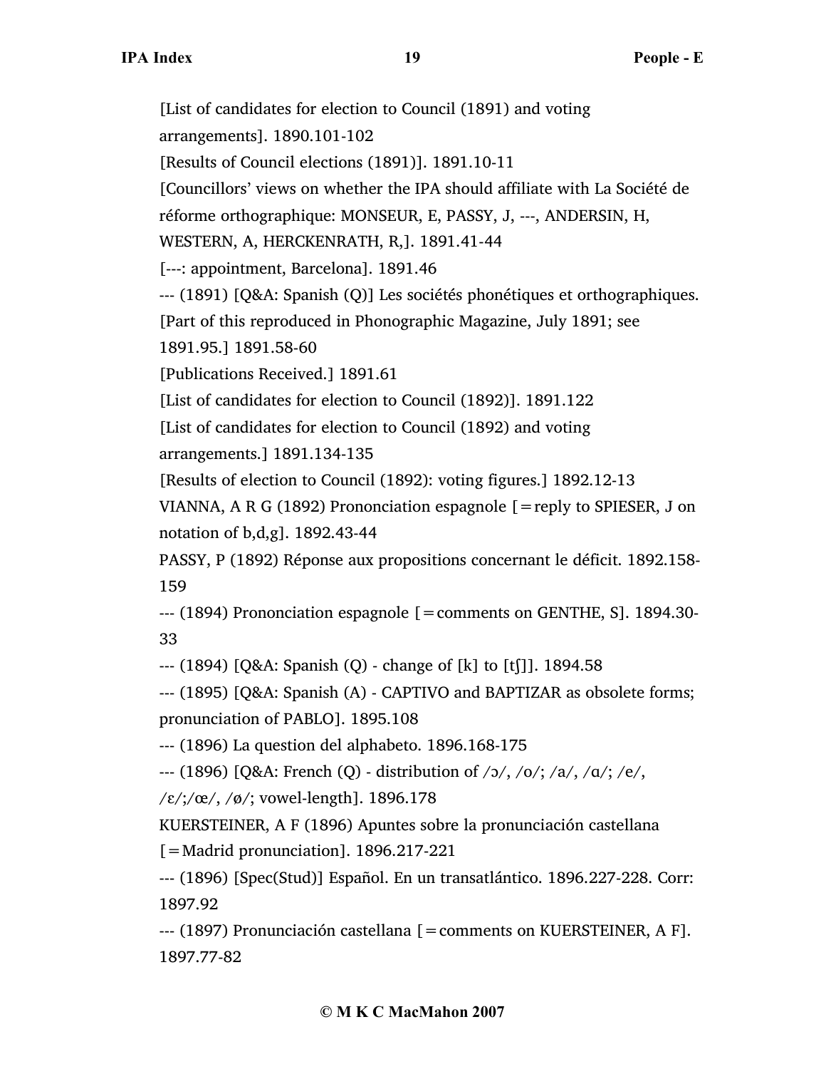[List of candidates for election to Council (1891) and voting arrangements]. 1890.101-102

[Results of Council elections (1891)]. 1891.10-11

[Councillors' views on whether the IPA should affiliate with La Société de réforme orthographique: MONSEUR, E, PASSY, J, ---, ANDERSIN, H, WESTERN, A, HERCKENRATH, R,]. 1891.41-44

[---: appointment, Barcelona]. 1891.46

--- (1891) [Q&A: Spanish (Q)] Les sociétés phonétiques et orthographiques. [Part of this reproduced in Phonographic Magazine, July 1891; see 1891.95.] 1891.58-60

[Publications Received.] 1891.61

[List of candidates for election to Council (1892)]. 1891.122

[List of candidates for election to Council (1892) and voting arrangements.] 1891.134-135

[Results of election to Council (1892): voting figures.] 1892.12-13

VIANNA, A R G (1892) Prononciation espagnole [=reply to SPIESER, J on notation of b,d,g]. 1892.43-44

PASSY, P (1892) Réponse aux propositions concernant le déficit. 1892.158-159

--- (1894) Prononciation espagnole [=comments on GENTHE, S]. 1894.30-33

--- (1894) [Q&A: Spanish (Q) - change of [k] to [tʃ]]. 1894.58

--- (1895) [Q&A: Spanish (A) - CAPTIVO and BAPTIZAR as obsolete forms; pronunciation of PABLO]. 1895.108

--- (1896) La question del alphabeto. 1896.168-175

--- (1896) [Q&A: French (Q) - distribution of /ɔ/, /o/; /a/, /ɑ/; /e/, /ɛ/;/œ/, /ø/; vowel-length]. 1896.178

KUERSTEINER, A F (1896) Apuntes sobre la pronunciación castellana [=Madrid pronunciation]. 1896.217-221

--- (1896) [Spec(Stud)] Español. En un transatlántico. 1896.227-228. Corr: 1897.92

--- (1897) Pronunciación castellana [=comments on KUERSTEINER, A F]. 1897.77-82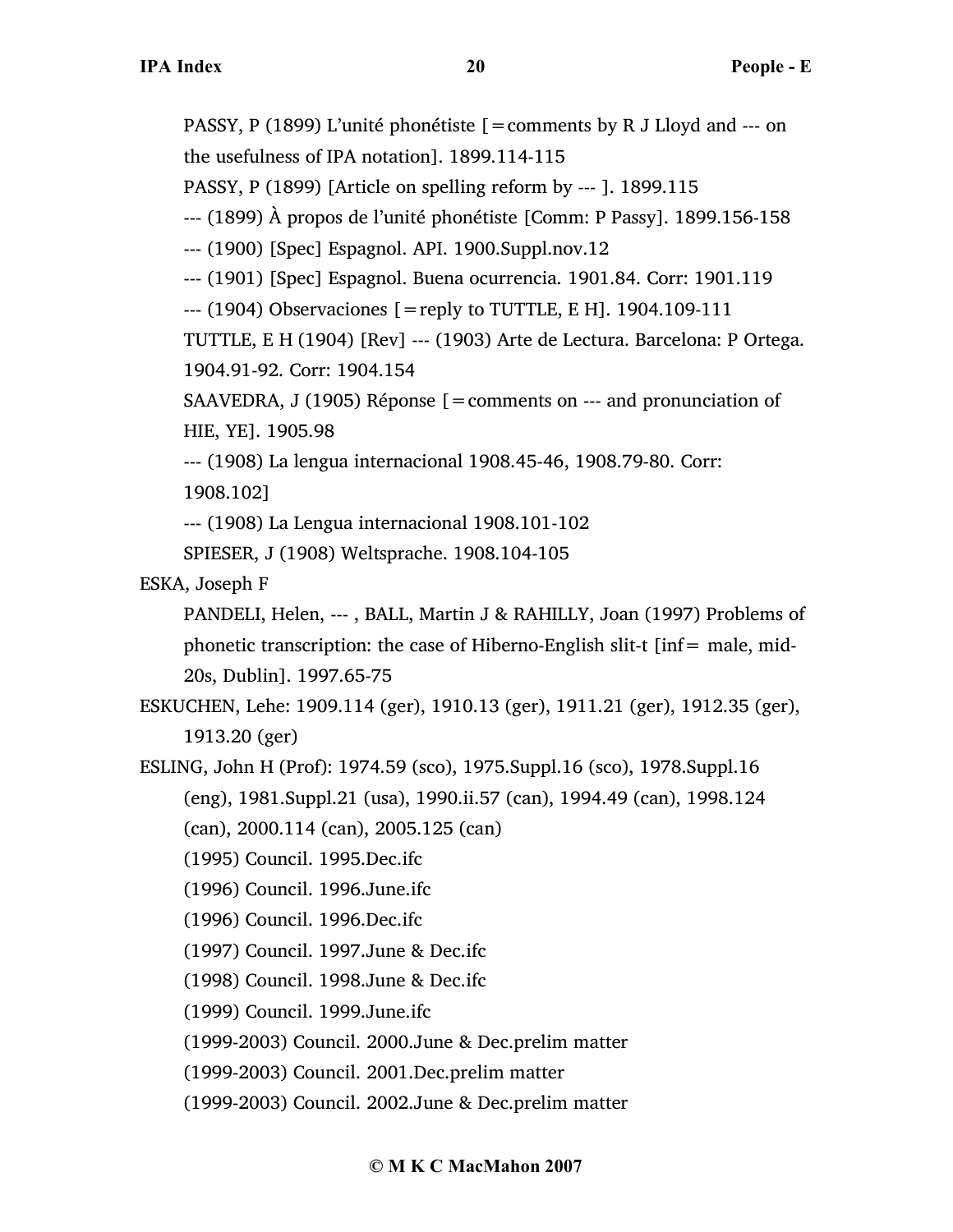PASSY, P (1899) L'unité phonétiste [=comments by R J Lloyd and --- on the usefulness of IPA notation]. 1899.114-115

PASSY, P (1899) [Article on spelling reform by --- ]. 1899.115

--- (1899) À propos de l'unité phonétiste [Comm: P Passy]. 1899.156-158

--- (1900) [Spec] Espagnol. API. 1900.Suppl.nov.12

--- (1901) [Spec] Espagnol. Buena ocurrencia. 1901.84. Corr: 1901.119

--- (1904) Observaciones [=reply to TUTTLE, E H]. 1904.109-111

TUTTLE, E H (1904) [Rev] --- (1903) Arte de Lectura. Barcelona: P Ortega. 1904.91-92. Corr: 1904.154

SAAVEDRA, J (1905) Réponse [=comments on --- and pronunciation of HIE, YE]. 1905.98

--- (1908) La lengua internacional 1908.45-46, 1908.79-80. Corr: 1908.102]

--- (1908) La Lengua internacional 1908.101-102

SPIESER, J (1908) Weltsprache. 1908.104-105

ESKA, Joseph F

PANDELI, Helen, --- , BALL, Martin J & RAHILLY, Joan (1997) Problems of phonetic transcription: the case of Hiberno-English slit-t [inf= male, mid-20s, Dublin]. 1997.65-75

ESKUCHEN, Lehe: 1909.114 (ger), 1910.13 (ger), 1911.21 (ger), 1912.35 (ger), 1913.20 (ger)

ESLING, John H (Prof): 1974.59 (sco), 1975.Suppl.16 (sco), 1978.Suppl.16 (eng), 1981.Suppl.21 (usa), 1990.ii.57 (can), 1994.49 (can), 1998.124 (can), 2000.114 (can), 2005.125 (can)

(1995) Council. 1995.Dec.ifc

(1996) Council. 1996.June.ifc

(1996) Council. 1996.Dec.ifc

(1997) Council. 1997.June & Dec.ifc

(1998) Council. 1998.June & Dec.ifc

(1999) Council. 1999.June.ifc

(1999-2003) Council. 2000.June & Dec.prelim matter

(1999-2003) Council. 2001.Dec.prelim matter

(1999-2003) Council. 2002.June & Dec.prelim matter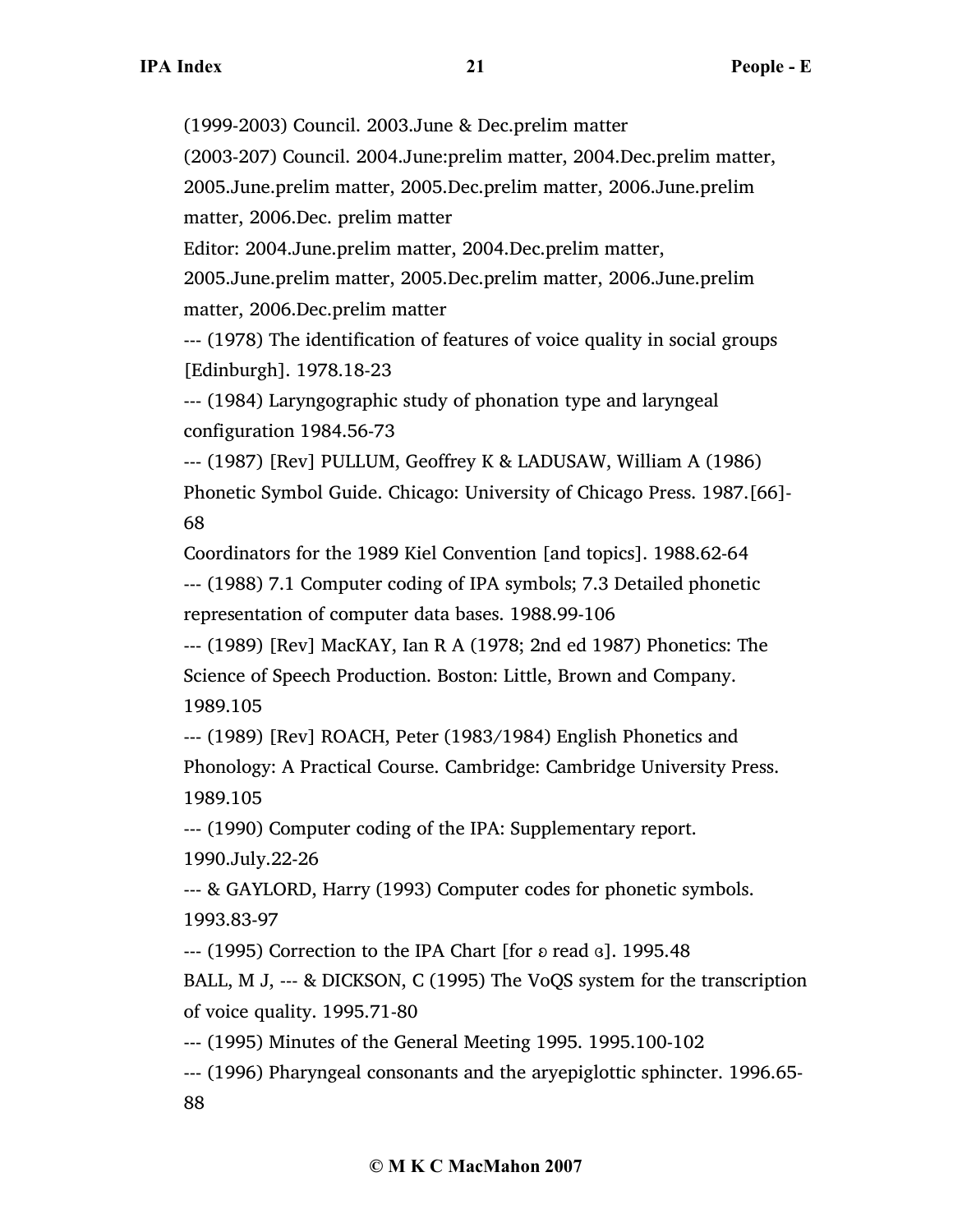(1999-2003) Council. 2003.June & Dec.prelim matter

(2003-207) Council. 2004.June:prelim matter, 2004.Dec.prelim matter, 2005.June.prelim matter, 2005.Dec.prelim matter, 2006.June.prelim matter, 2006.Dec. prelim matter

Editor: 2004.June.prelim matter, 2004.Dec.prelim matter, 2005.June.prelim matter, 2005.Dec.prelim matter, 2006.June.prelim matter, 2006.Dec.prelim matter

--- (1978) The identification of features of voice quality in social groups [Edinburgh]. 1978.18-23

--- (1984) Laryngographic study of phonation type and laryngeal configuration 1984.56-73

--- (1987) [Rev] PULLUM, Geoffrey K & LADUSAW, William A (1986) Phonetic Symbol Guide. Chicago: University of Chicago Press. 1987.[66]-68

Coordinators for the 1989 Kiel Convention [and topics]. 1988.62-64

--- (1988) 7.1 Computer coding of IPA symbols; 7.3 Detailed phonetic representation of computer data bases. 1988.99-106

--- (1989) [Rev] MacKAY, Ian R A (1978; 2nd ed 1987) Phonetics: The Science of Speech Production. Boston: Little, Brown and Company. 1989.105

--- (1989) [Rev] ROACH, Peter (1983/1984) English Phonetics and Phonology: A Practical Course. Cambridge: Cambridge University Press. 1989.105

--- (1990) Computer coding of the IPA: Supplementary report. 1990.July.22-26

--- & GAYLORD, Harry (1993) Computer codes for phonetic symbols. 1993.83-97

--- (1995) Correction to the IPA Chart [for ɐ read ɞ]. 1995.48

BALL, M J, --- & DICKSON, C (1995) The VoQS system for the transcription of voice quality. 1995.71-80

--- (1995) Minutes of the General Meeting 1995. 1995.100-102

--- (1996) Pharyngeal consonants and the aryepiglottic sphincter. 1996.65-88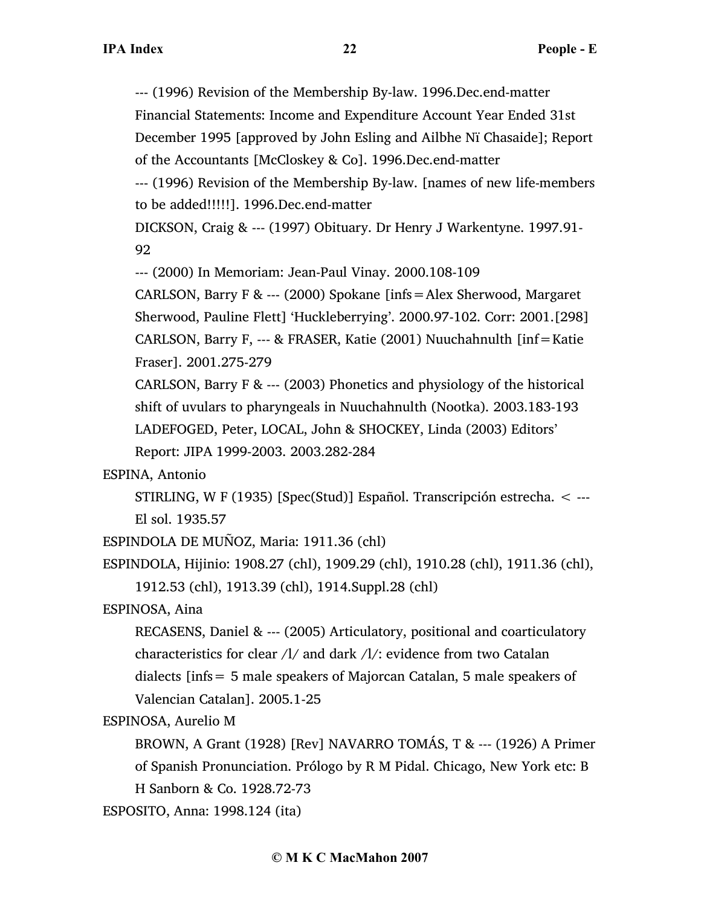--- (1996) Revision of the Membership By-law. 1996.Dec.end-matter

Financial Statements: Income and Expenditure Account Year Ended 31st December 1995 [approved by John Esling and Ailbhe Nï Chasaide]; Report of the Accountants [McCloskey & Co]. 1996.Dec.end-matter

--- (1996) Revision of the Membership By-law. [names of new life-members to be added!!!!!]. 1996.Dec.end-matter

DICKSON, Craig & --- (1997) Obituary. Dr Henry J Warkentyne. 1997.91-92

--- (2000) In Memoriam: Jean-Paul Vinay. 2000.108-109

CARLSON, Barry F & --- (2000) Spokane [infs=Alex Sherwood, Margaret Sherwood, Pauline Flett] 'Huckleberrying'. 2000.97-102. Corr: 2001.[298]

CARLSON, Barry F, --- & FRASER, Katie (2001) Nuuchahnulth [inf=Katie Fraser]. 2001.275-279

CARLSON, Barry F & --- (2003) Phonetics and physiology of the historical shift of uvulars to pharyngeals in Nuuchahnulth (Nootka). 2003.183-193

LADEFOGED, Peter, LOCAL, John & SHOCKEY, Linda (2003) Editors' Report: JIPA 1999-2003. 2003.282-284

ESPINA, Antonio

STIRLING, W F (1935) [Spec(Stud)] Español. Transcripción estrecha. < --- El sol. 1935.57

ESPINDOLA DE MUÑOZ, Maria: 1911.36 (chl)

ESPINDOLA, Hijinio: 1908.27 (chl), 1909.29 (chl), 1910.28 (chl), 1911.36 (chl), 1912.53 (chl), 1913.39 (chl), 1914.Suppl.28 (chl)

ESPINOSA, Aina

RECASENS, Daniel & --- (2005) Articulatory, positional and coarticulatory characteristics for clear /l/ and dark /l/: evidence from two Catalan dialects [infs= 5 male speakers of Majorcan Catalan, 5 male speakers of Valencian Catalan]. 2005.1-25

ESPINOSA, Aurelio M

BROWN, A Grant (1928) [Rev] NAVARRO TOMÁS, T & --- (1926) A Primer of Spanish Pronunciation. Prólogo by R M Pidal. Chicago, New York etc: B H Sanborn & Co. 1928.72-73

ESPOSITO, Anna: 1998.124 (ita)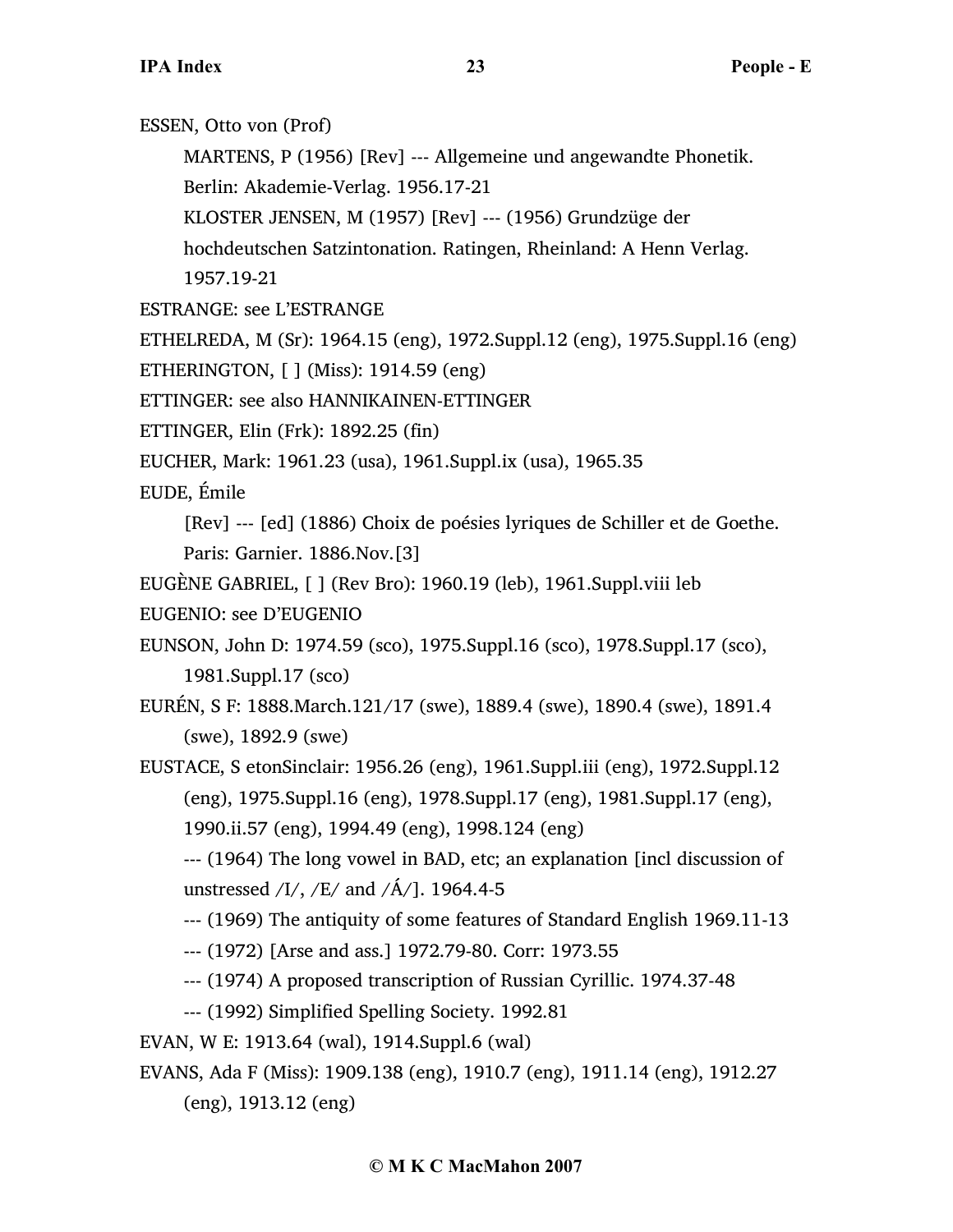ESSEN, Otto von (Prof)

MARTENS, P (1956) [Rev] --- Allgemeine und angewandte Phonetik. Berlin: Akademie-Verlag. 1956.17-21

KLOSTER JENSEN, M (1957) [Rev] --- (1956) Grundzüge der hochdeutschen Satzintonation. Ratingen, Rheinland: A Henn Verlag. 1957.19-21

ESTRANGE: see L'ESTRANGE

ETHELREDA, M (Sr): 1964.15 (eng), 1972.Suppl.12 (eng), 1975.Suppl.16 (eng)

ETHERINGTON, [ ] (Miss): 1914.59 (eng)

ETTINGER: see also HANNIKAINEN-ETTINGER

ETTINGER, Elin (Frk): 1892.25 (fin)

EUCHER, Mark: 1961.23 (usa), 1961.Suppl.ix (usa), 1965.35

EUDE, Émile

[Rev] --- [ed] (1886) Choix de poésies lyriques de Schiller et de Goethe. Paris: Garnier. 1886.Nov.[3]

EUGÈNE GABRIEL, [ ] (Rev Bro): 1960.19 (leb), 1961.Suppl.viii leb

EUGENIO: see D'EUGENIO

EUNSON, John D: 1974.59 (sco), 1975.Suppl.16 (sco), 1978.Suppl.17 (sco), 1981.Suppl.17 (sco)

EURÉN, S F: 1888.March.121/17 (swe), 1889.4 (swe), 1890.4 (swe), 1891.4 (swe), 1892.9 (swe)

EUSTACE, S etonSinclair: 1956.26 (eng), 1961.Suppl.iii (eng), 1972.Suppl.12 (eng), 1975.Suppl.16 (eng), 1978.Suppl.17 (eng), 1981.Suppl.17 (eng), 1990.ii.57 (eng), 1994.49 (eng), 1998.124 (eng)

--- (1964) The long vowel in BAD, etc; an explanation [incl discussion of unstressed /I/, /E/ and /Á/]. 1964.4-5

--- (1969) The antiquity of some features of Standard English 1969.11-13

--- (1972) [Arse and ass.] 1972.79-80. Corr: 1973.55

--- (1974) A proposed transcription of Russian Cyrillic. 1974.37-48

--- (1992) Simplified Spelling Society. 1992.81

EVAN, W E: 1913.64 (wal), 1914.Suppl.6 (wal)

EVANS, Ada F (Miss): 1909.138 (eng), 1910.7 (eng), 1911.14 (eng), 1912.27 (eng), 1913.12 (eng)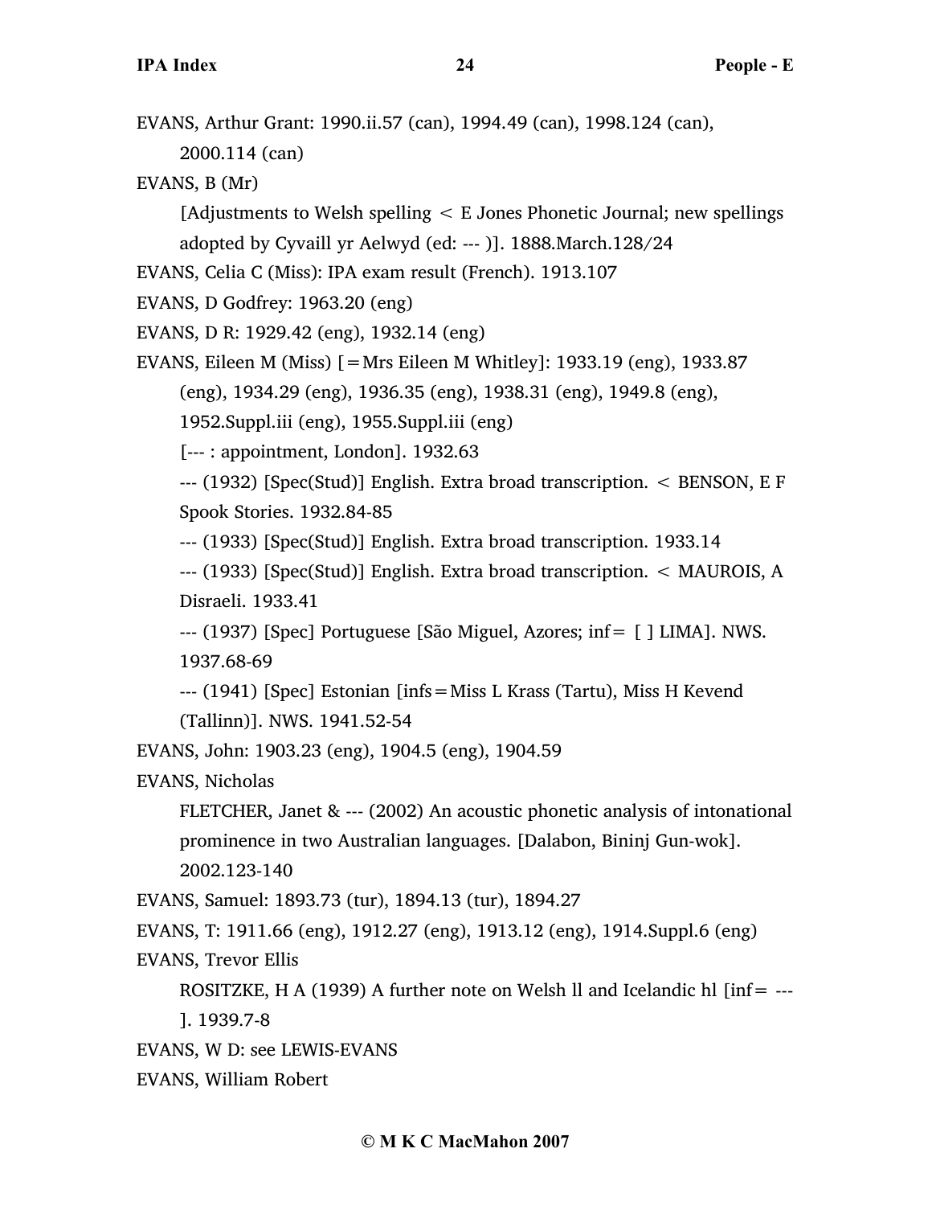EVANS, Arthur Grant: 1990.ii.57 (can), 1994.49 (can), 1998.124 (can), 2000.114 (can)

EVANS, B (Mr)

[Adjustments to Welsh spelling < E Jones Phonetic Journal; new spellings adopted by Cyvaill yr Aelwyd (ed: --- )]. 1888.March.128/24

EVANS, Celia C (Miss): IPA exam result (French). 1913.107

EVANS, D Godfrey: 1963.20 (eng)

EVANS, D R: 1929.42 (eng), 1932.14 (eng)

EVANS, Eileen M (Miss) [=Mrs Eileen M Whitley]: 1933.19 (eng), 1933.87 (eng), 1934.29 (eng), 1936.35 (eng), 1938.31 (eng), 1949.8 (eng), 1952.Suppl.iii (eng), 1955.Suppl.iii (eng)

[--- : appointment, London]. 1932.63

--- (1932) [Spec(Stud)] English. Extra broad transcription. < BENSON, E F Spook Stories. 1932.84-85

--- (1933) [Spec(Stud)] English. Extra broad transcription. 1933.14

--- (1933) [Spec(Stud)] English. Extra broad transcription. < MAUROIS, A Disraeli. 1933.41

--- (1937) [Spec] Portuguese [São Miguel, Azores; inf= [ ] LIMA]. NWS. 1937.68-69

--- (1941) [Spec] Estonian [infs=Miss L Krass (Tartu), Miss H Kevend (Tallinn)]. NWS. 1941.52-54

EVANS, John: 1903.23 (eng), 1904.5 (eng), 1904.59

EVANS, Nicholas

FLETCHER, Janet & --- (2002) An acoustic phonetic analysis of intonational prominence in two Australian languages. [Dalabon, Bininj Gun-wok]. 2002.123-140

EVANS, Samuel: 1893.73 (tur), 1894.13 (tur), 1894.27

EVANS, T: 1911.66 (eng), 1912.27 (eng), 1913.12 (eng), 1914.Suppl.6 (eng)

EVANS, Trevor Ellis

ROSITZKE, H A (1939) A further note on Welsh ll and Icelandic hl [inf= --- ]. 1939.7-8

EVANS, W D: see LEWIS-EVANS

EVANS, William Robert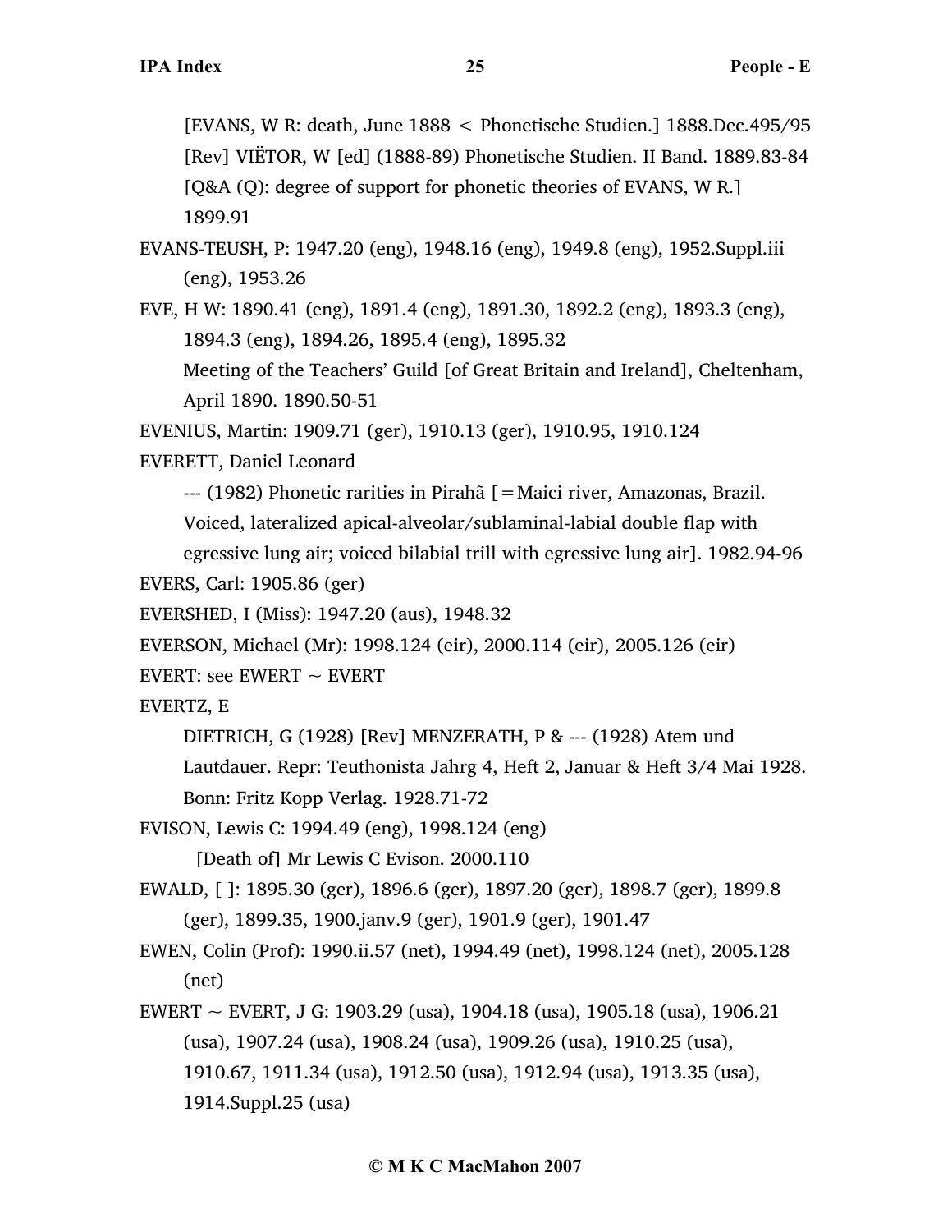[EVANS, W R: death, June 1888 < Phonetische Studien.] 1888.Dec.495/95

[Rev] VIËTOR, W [ed] (1888-89) Phonetische Studien. II Band. 1889.83-84

[Q&A (Q): degree of support for phonetic theories of EVANS, W R.] 1899.91

EVANS-TEUSH, P: 1947.20 (eng), 1948.16 (eng), 1949.8 (eng), 1952.Suppl.iii (eng), 1953.26

EVE, H W: 1890.41 (eng), 1891.4 (eng), 1891.30, 1892.2 (eng), 1893.3 (eng), 1894.3 (eng), 1894.26, 1895.4 (eng), 1895.32

Meeting of the Teachers' Guild [of Great Britain and Ireland], Cheltenham, April 1890. 1890.50-51

EVENIUS, Martin: 1909.71 (ger), 1910.13 (ger), 1910.95, 1910.124

EVERETT, Daniel Leonard

--- (1982) Phonetic rarities in Pirahã [=Maici river, Amazonas, Brazil. Voiced, lateralized apical-alveolar/sublaminal-labial double flap with egressive lung air; voiced bilabial trill with egressive lung air]. 1982.94-96

EVERS, Carl: 1905.86 (ger)

EVERSHED, I (Miss): 1947.20 (aus), 1948.32

EVERSON, Michael (Mr): 1998.124 (eir), 2000.114 (eir), 2005.126 (eir)

EVERT: see EWERT ~ EVERT

EVERTZ, E

DIETRICH, G (1928) [Rev] MENZERATH, P & --- (1928) Atem und Lautdauer. Repr: Teuthonista Jahrg 4, Heft 2, Januar & Heft 3/4 Mai 1928. Bonn: Fritz Kopp Verlag. 1928.71-72

EVISON, Lewis C: 1994.49 (eng), 1998.124 (eng)

[Death of] Mr Lewis C Evison. 2000.110

EWALD, [ ]: 1895.30 (ger), 1896.6 (ger), 1897.20 (ger), 1898.7 (ger), 1899.8 (ger), 1899.35, 1900.janv.9 (ger), 1901.9 (ger), 1901.47

EWEN, Colin (Prof): 1990.ii.57 (net), 1994.49 (net), 1998.124 (net), 2005.128 (net)

EWERT ~ EVERT, J G: 1903.29 (usa), 1904.18 (usa), 1905.18 (usa), 1906.21 (usa), 1907.24 (usa), 1908.24 (usa), 1909.26 (usa), 1910.25 (usa), 1910.67, 1911.34 (usa), 1912.50 (usa), 1912.94 (usa), 1913.35 (usa), 1914.Suppl.25 (usa)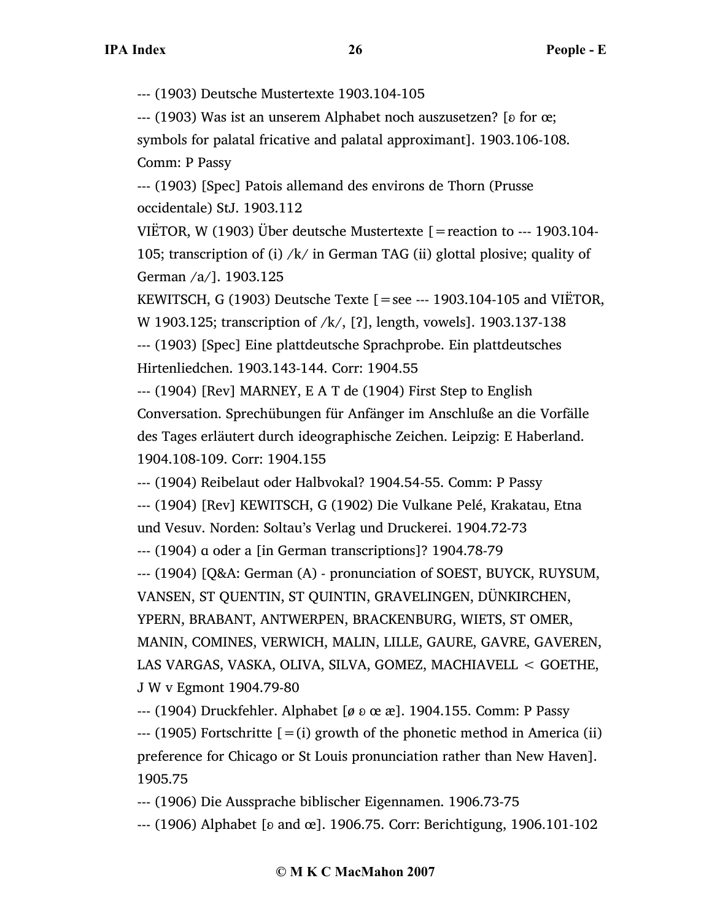--- (1903) Deutsche Mustertexte 1903.104-105

--- (1903) Was ist an unserem Alphabet noch auszusetzen? [ɐ for œ; symbols for palatal fricative and palatal approximant]. 1903.106-108. Comm: P Passy

--- (1903) [Spec] Patois allemand des environs de Thorn (Prusse occidentale) StJ. 1903.112

VIËTOR, W (1903) Über deutsche Mustertexte [=reaction to --- 1903.104-105; transcription of (i) /k/ in German TAG (ii) glottal plosive; quality of German /a/]. 1903.125

KEWITSCH, G (1903) Deutsche Texte [=see --- 1903.104-105 and VIËTOR, W 1903.125; transcription of /k/, [ʔ], length, vowels]. 1903.137-138

--- (1903) [Spec] Eine plattdeutsche Sprachprobe. Ein plattdeutsches Hirtenliedchen. 1903.143-144. Corr: 1904.55

--- (1904) [Rev] MARNEY, E A T de (1904) First Step to English Conversation. Sprechübungen für Anfänger im Anschluße an die Vorfälle des Tages erläutert durch ideographische Zeichen. Leipzig: E Haberland. 1904.108-109. Corr: 1904.155

--- (1904) Reibelaut oder Halbvokal? 1904.54-55. Comm: P Passy

--- (1904) [Rev] KEWITSCH, G (1902) Die Vulkane Pelé, Krakatau, Etna und Vesuv. Norden: Soltau's Verlag und Druckerei. 1904.72-73

--- (1904) ɑ oder a [in German transcriptions]? 1904.78-79

--- (1904) [Q&A: German (A) - pronunciation of SOEST, BUYCK, RUYSUM, VANSEN, ST QUENTIN, ST QUINTIN, GRAVELINGEN, DÜNKIRCHEN, YPERN, BRABANT, ANTWERPEN, BRACKENBURG, WIETS, ST OMER, MANIN, COMINES, VERWICH, MALIN, LILLE, GAURE, GAVRE, GAVEREN, LAS VARGAS, VASKA, OLIVA, SILVA, GOMEZ, MACHIAVELL < GOETHE, J W v Egmont 1904.79-80

--- (1904) Druckfehler. Alphabet [ø ɐ œ æ]. 1904.155. Comm: P Passy

--- (1905) Fortschritte [=(i) growth of the phonetic method in America (ii) preference for Chicago or St Louis pronunciation rather than New Haven]. 1905.75

--- (1906) Die Aussprache biblischer Eigennamen. 1906.73-75

--- (1906) Alphabet [ɐ and œ]. 1906.75. Corr: Berichtigung, 1906.101-102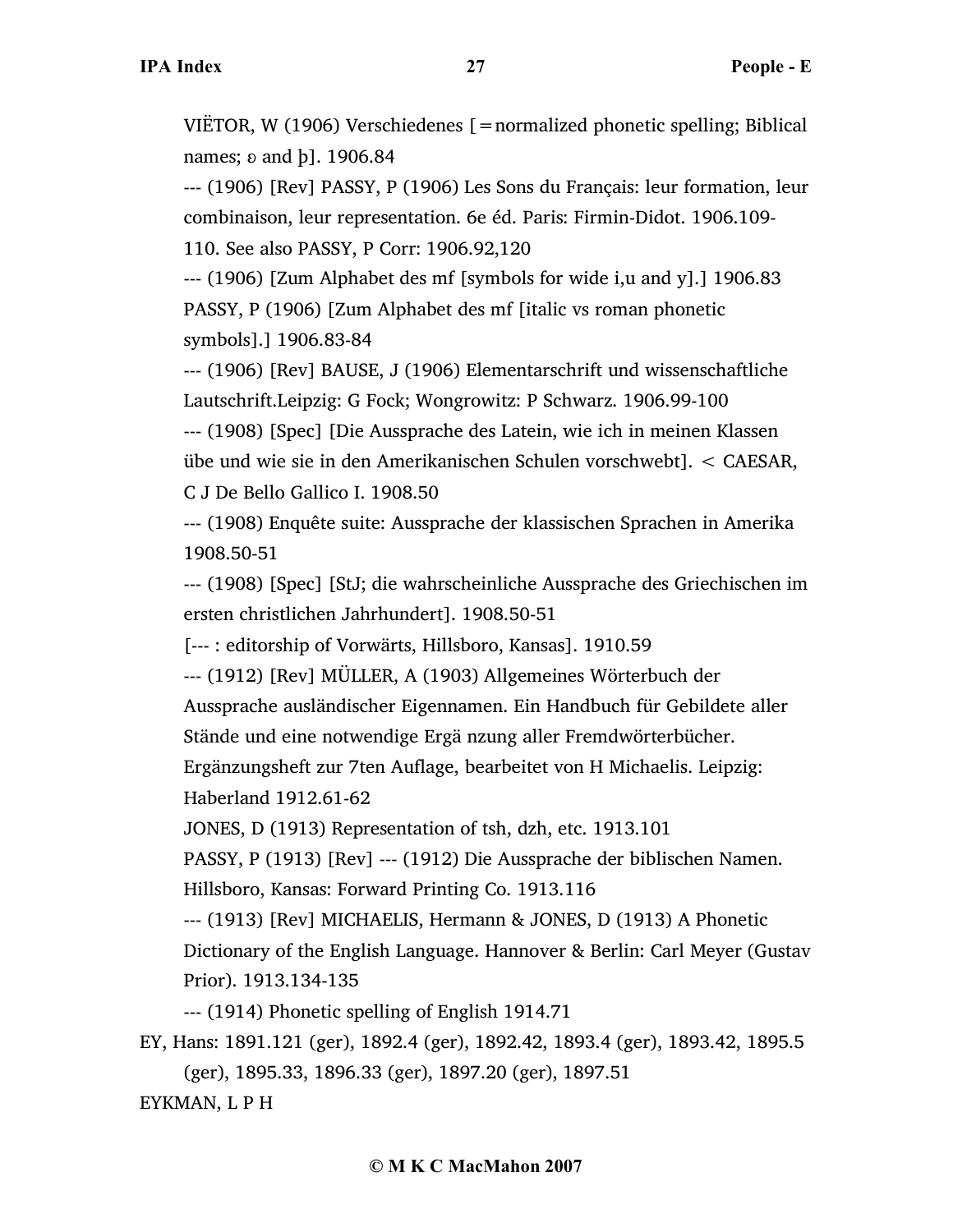VIËTOR, W (1906) Verschiedenes [=normalized phonetic spelling; Biblical names; ɐ and þ]. 1906.84

--- (1906) [Rev] PASSY, P (1906) Les Sons du Français: leur formation, leur combinaison, leur representation. 6e éd. Paris: Firmin-Didot. 1906.109-110. See also PASSY, P Corr: 1906.92,120

--- (1906) [Zum Alphabet des mf [symbols for wide i,u and y].] 1906.83

PASSY, P (1906) [Zum Alphabet des mf [italic vs roman phonetic symbols].] 1906.83-84

--- (1906) [Rev] BAUSE, J (1906) Elementarschrift und wissenschaftliche Lautschrift.Leipzig: G Fock; Wongrowitz: P Schwarz. 1906.99-100

--- (1908) [Spec] [Die Aussprache des Latein, wie ich in meinen Klassen übe und wie sie in den Amerikanischen Schulen vorschwebt]. < CAESAR, C J De Bello Gallico I. 1908.50

--- (1908) Enquête suite: Aussprache der klassischen Sprachen in Amerika 1908.50-51

--- (1908) [Spec] [StJ; die wahrscheinliche Aussprache des Griechischen im ersten christlichen Jahrhundert]. 1908.50-51

[--- : editorship of Vorwärts, Hillsboro, Kansas]. 1910.59

--- (1912) [Rev] MÜLLER, A (1903) Allgemeines Wörterbuch der Aussprache ausländischer Eigennamen. Ein Handbuch für Gebildete aller Stände und eine notwendige Ergä nzung aller Fremdwörterbücher. Ergänzungsheft zur 7ten Auflage, bearbeitet von H Michaelis. Leipzig: Haberland 1912.61-62

JONES, D (1913) Representation of tsh, dzh, etc. 1913.101

PASSY, P (1913) [Rev] --- (1912) Die Aussprache der biblischen Namen. Hillsboro, Kansas: Forward Printing Co. 1913.116

--- (1913) [Rev] MICHAELIS, Hermann & JONES, D (1913) A Phonetic Dictionary of the English Language. Hannover & Berlin: Carl Meyer (Gustav Prior). 1913.134-135

--- (1914) Phonetic spelling of English 1914.71

EY, Hans: 1891.121 (ger), 1892.4 (ger), 1892.42, 1893.4 (ger), 1893.42, 1895.5 (ger), 1895.33, 1896.33 (ger), 1897.20 (ger), 1897.51

EYKMAN, L P H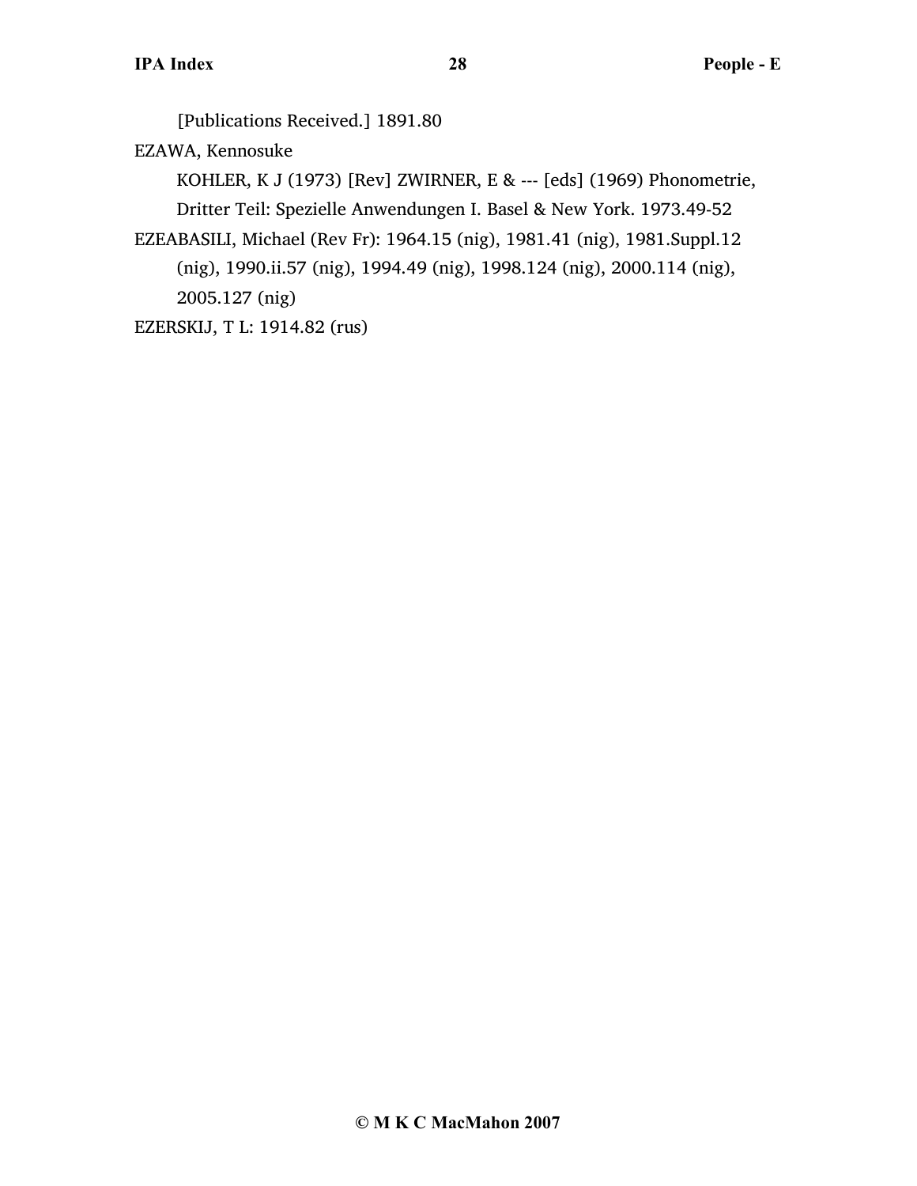[Publications Received.] 1891.80

EZAWA, Kennosuke

KOHLER, K J (1973) [Rev] ZWIRNER, E & --- [eds] (1969) Phonometrie, Dritter Teil: Spezielle Anwendungen I. Basel & New York. 1973.49-52

EZEABASILI, Michael (Rev Fr): 1964.15 (nig), 1981.41 (nig), 1981.Suppl.12 (nig), 1990.ii.57 (nig), 1994.49 (nig), 1998.124 (nig), 2000.114 (nig), 2005.127 (nig)

EZERSKIJ, T L: 1914.82 (rus)